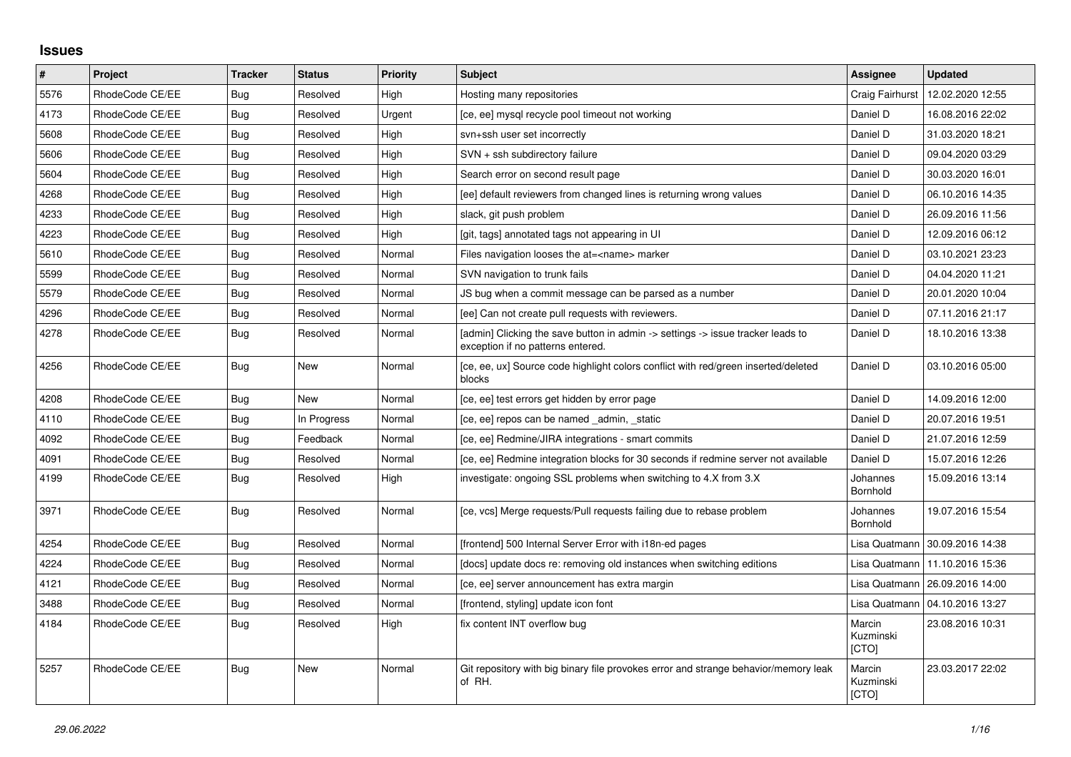## Issues

| # | Project | Tracker | Status | Priority | Subject | Assignee | Updated |
|---|---|---|---|---|---|---|---|
| 5576 | RhodeCode CE/EE | Bug | Resolved | High | Hosting many repositories | Craig Fairhurst | 12.02.2020 12:55 |
| 4173 | RhodeCode CE/EE | Bug | Resolved | Urgent | [ce, ee] mysql recycle pool timeout not working | Daniel D | 16.08.2016 22:02 |
| 5608 | RhodeCode CE/EE | Bug | Resolved | High | svn+ssh user set incorrectly | Daniel D | 31.03.2020 18:21 |
| 5606 | RhodeCode CE/EE | Bug | Resolved | High | SVN + ssh subdirectory failure | Daniel D | 09.04.2020 03:29 |
| 5604 | RhodeCode CE/EE | Bug | Resolved | High | Search error on second result page | Daniel D | 30.03.2020 16:01 |
| 4268 | RhodeCode CE/EE | Bug | Resolved | High | [ee] default reviewers from changed lines is returning wrong values | Daniel D | 06.10.2016 14:35 |
| 4233 | RhodeCode CE/EE | Bug | Resolved | High | slack, git push problem | Daniel D | 26.09.2016 11:56 |
| 4223 | RhodeCode CE/EE | Bug | Resolved | High | [git, tags] annotated tags not appearing in UI | Daniel D | 12.09.2016 06:12 |
| 5610 | RhodeCode CE/EE | Bug | Resolved | Normal | Files navigation looses the at=<name> marker | Daniel D | 03.10.2021 23:23 |
| 5599 | RhodeCode CE/EE | Bug | Resolved | Normal | SVN navigation to trunk fails | Daniel D | 04.04.2020 11:21 |
| 5579 | RhodeCode CE/EE | Bug | Resolved | Normal | JS bug when a commit message can be parsed as a number | Daniel D | 20.01.2020 10:04 |
| 4296 | RhodeCode CE/EE | Bug | Resolved | Normal | [ee] Can not create pull requests with reviewers. | Daniel D | 07.11.2016 21:17 |
| 4278 | RhodeCode CE/EE | Bug | Resolved | Normal | [admin] Clicking the save button in admin -> settings -> issue tracker leads to exception if no patterns entered. | Daniel D | 18.10.2016 13:38 |
| 4256 | RhodeCode CE/EE | Bug | New | Normal | [ce, ee, ux] Source code highlight colors conflict with red/green inserted/deleted blocks | Daniel D | 03.10.2016 05:00 |
| 4208 | RhodeCode CE/EE | Bug | New | Normal | [ce, ee] test errors get hidden by error page | Daniel D | 14.09.2016 12:00 |
| 4110 | RhodeCode CE/EE | Bug | In Progress | Normal | [ce, ee] repos can be named _admin, _static | Daniel D | 20.07.2016 19:51 |
| 4092 | RhodeCode CE/EE | Bug | Feedback | Normal | [ce, ee] Redmine/JIRA integrations - smart commits | Daniel D | 21.07.2016 12:59 |
| 4091 | RhodeCode CE/EE | Bug | Resolved | Normal | [ce, ee] Redmine integration blocks for 30 seconds if redmine server not available | Daniel D | 15.07.2016 12:26 |
| 4199 | RhodeCode CE/EE | Bug | Resolved | High | investigate: ongoing SSL problems when switching to 4.X from 3.X | Johannes Bornhold | 15.09.2016 13:14 |
| 3971 | RhodeCode CE/EE | Bug | Resolved | Normal | [ce, vcs] Merge requests/Pull requests failing due to rebase problem | Johannes Bornhold | 19.07.2016 15:54 |
| 4254 | RhodeCode CE/EE | Bug | Resolved | Normal | [frontend] 500 Internal Server Error with i18n-ed pages | Lisa Quatmann | 30.09.2016 14:38 |
| 4224 | RhodeCode CE/EE | Bug | Resolved | Normal | [docs] update docs re: removing old instances when switching editions | Lisa Quatmann | 11.10.2016 15:36 |
| 4121 | RhodeCode CE/EE | Bug | Resolved | Normal | [ce, ee] server announcement has extra margin | Lisa Quatmann | 26.09.2016 14:00 |
| 3488 | RhodeCode CE/EE | Bug | Resolved | Normal | [frontend, styling] update icon font | Lisa Quatmann | 04.10.2016 13:27 |
| 4184 | RhodeCode CE/EE | Bug | Resolved | High | fix content INT overflow bug | Marcin Kuzminski [CTO] | 23.08.2016 10:31 |
| 5257 | RhodeCode CE/EE | Bug | New | Normal | Git repository with big binary file provokes error and strange behavior/memory leak of RH. | Marcin Kuzminski [CTO] | 23.03.2017 22:02 |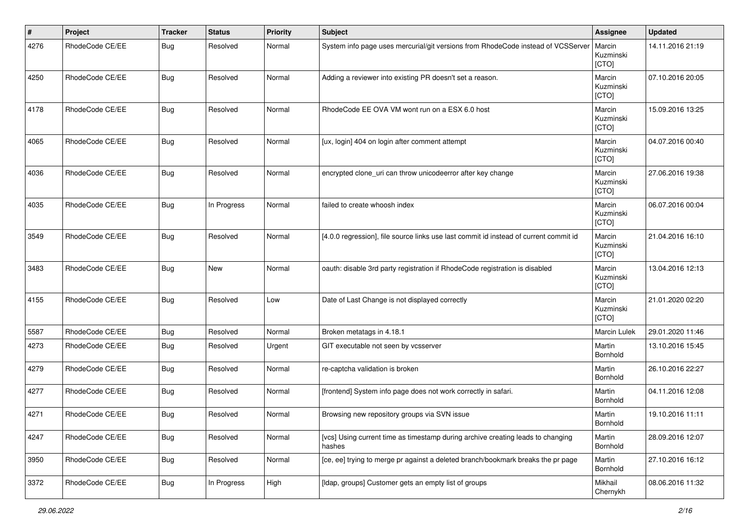| # | Project | Tracker | Status | Priority | Subject | Assignee | Updated |
|---|---|---|---|---|---|---|---|
| 4276 | RhodeCode CE/EE | Bug | Resolved | Normal | System info page uses mercurial/git versions from RhodeCode instead of VCSServer | Marcin Kuzminski [CTO] | 14.11.2016 21:19 |
| 4250 | RhodeCode CE/EE | Bug | Resolved | Normal | Adding a reviewer into existing PR doesn't set a reason. | Marcin Kuzminski [CTO] | 07.10.2016 20:05 |
| 4178 | RhodeCode CE/EE | Bug | Resolved | Normal | RhodeCode EE OVA VM wont run on a ESX 6.0 host | Marcin Kuzminski [CTO] | 15.09.2016 13:25 |
| 4065 | RhodeCode CE/EE | Bug | Resolved | Normal | [ux, login] 404 on login after comment attempt | Marcin Kuzminski [CTO] | 04.07.2016 00:40 |
| 4036 | RhodeCode CE/EE | Bug | Resolved | Normal | encrypted clone_uri can throw unicodeerror after key change | Marcin Kuzminski [CTO] | 27.06.2016 19:38 |
| 4035 | RhodeCode CE/EE | Bug | In Progress | Normal | failed to create whoosh index | Marcin Kuzminski [CTO] | 06.07.2016 00:04 |
| 3549 | RhodeCode CE/EE | Bug | Resolved | Normal | [4.0.0 regression], file source links use last commit id instead of current commit id | Marcin Kuzminski [CTO] | 21.04.2016 16:10 |
| 3483 | RhodeCode CE/EE | Bug | New | Normal | oauth: disable 3rd party registration if RhodeCode registration is disabled | Marcin Kuzminski [CTO] | 13.04.2016 12:13 |
| 4155 | RhodeCode CE/EE | Bug | Resolved | Low | Date of Last Change is not displayed correctly | Marcin Kuzminski [CTO] | 21.01.2020 02:20 |
| 5587 | RhodeCode CE/EE | Bug | Resolved | Normal | Broken metatags in 4.18.1 | Marcin Lulek | 29.01.2020 11:46 |
| 4273 | RhodeCode CE/EE | Bug | Resolved | Urgent | GIT executable not seen by vcsserver | Martin Bornhold | 13.10.2016 15:45 |
| 4279 | RhodeCode CE/EE | Bug | Resolved | Normal | re-captcha validation is broken | Martin Bornhold | 26.10.2016 22:27 |
| 4277 | RhodeCode CE/EE | Bug | Resolved | Normal | [frontend] System info page does not work correctly in safari. | Martin Bornhold | 04.11.2016 12:08 |
| 4271 | RhodeCode CE/EE | Bug | Resolved | Normal | Browsing new repository groups via SVN issue | Martin Bornhold | 19.10.2016 11:11 |
| 4247 | RhodeCode CE/EE | Bug | Resolved | Normal | [vcs] Using current time as timestamp during archive creating leads to changing hashes | Martin Bornhold | 28.09.2016 12:07 |
| 3950 | RhodeCode CE/EE | Bug | Resolved | Normal | [ce, ee] trying to merge pr against a deleted branch/bookmark breaks the pr page | Martin Bornhold | 27.10.2016 16:12 |
| 3372 | RhodeCode CE/EE | Bug | In Progress | High | [ldap, groups] Customer gets an empty list of groups | Mikhail Chernykh | 08.06.2016 11:32 |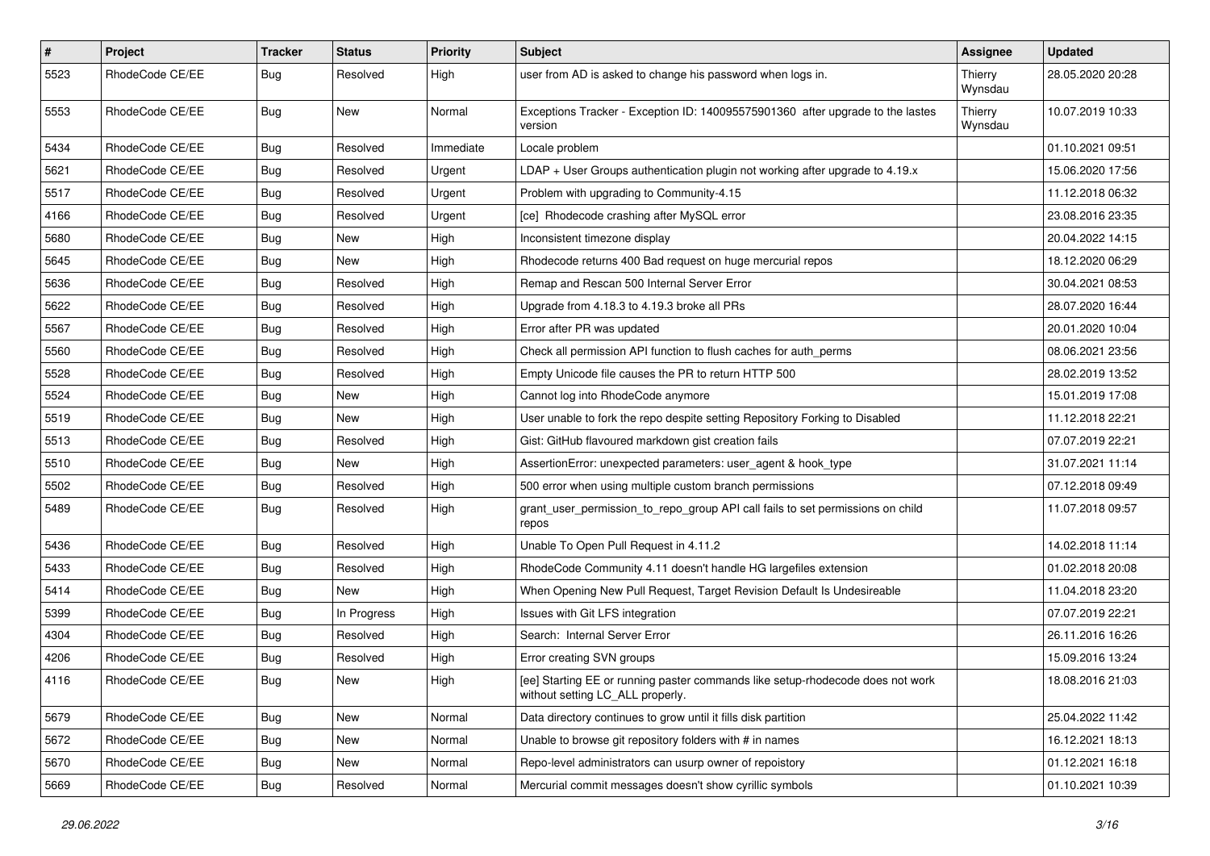| # | Project | Tracker | Status | Priority | Subject | Assignee | Updated |
| --- | --- | --- | --- | --- | --- | --- | --- |
| 5523 | RhodeCode CE/EE | Bug | Resolved | High | user from AD is asked to change his password when logs in. | Thierry Wynsdau | 28.05.2020 20:28 |
| 5553 | RhodeCode CE/EE | Bug | New | Normal | Exceptions Tracker - Exception ID: 140095575901360 after upgrade to the lastes version | Thierry Wynsdau | 10.07.2019 10:33 |
| 5434 | RhodeCode CE/EE | Bug | Resolved | Immediate | Locale problem | | 01.10.2021 09:51 |
| 5621 | RhodeCode CE/EE | Bug | Resolved | Urgent | LDAP + User Groups authentication plugin not working after upgrade to 4.19.x | | 15.06.2020 17:56 |
| 5517 | RhodeCode CE/EE | Bug | Resolved | Urgent | Problem with upgrading to Community-4.15 | | 11.12.2018 06:32 |
| 4166 | RhodeCode CE/EE | Bug | Resolved | Urgent | [ce] Rhodecode crashing after MySQL error | | 23.08.2016 23:35 |
| 5680 | RhodeCode CE/EE | Bug | New | High | Inconsistent timezone display | | 20.04.2022 14:15 |
| 5645 | RhodeCode CE/EE | Bug | New | High | Rhodecode returns 400 Bad request on huge mercurial repos | | 18.12.2020 06:29 |
| 5636 | RhodeCode CE/EE | Bug | Resolved | High | Remap and Rescan 500 Internal Server Error | | 30.04.2021 08:53 |
| 5622 | RhodeCode CE/EE | Bug | Resolved | High | Upgrade from 4.18.3 to 4.19.3 broke all PRs | | 28.07.2020 16:44 |
| 5567 | RhodeCode CE/EE | Bug | Resolved | High | Error after PR was updated | | 20.01.2020 10:04 |
| 5560 | RhodeCode CE/EE | Bug | Resolved | High | Check all permission API function to flush caches for auth_perms | | 08.06.2021 23:56 |
| 5528 | RhodeCode CE/EE | Bug | Resolved | High | Empty Unicode file causes the PR to return HTTP 500 | | 28.02.2019 13:52 |
| 5524 | RhodeCode CE/EE | Bug | New | High | Cannot log into RhodeCode anymore | | 15.01.2019 17:08 |
| 5519 | RhodeCode CE/EE | Bug | New | High | User unable to fork the repo despite setting Repository Forking to Disabled | | 11.12.2018 22:21 |
| 5513 | RhodeCode CE/EE | Bug | Resolved | High | Gist: GitHub flavoured markdown gist creation fails | | 07.07.2019 22:21 |
| 5510 | RhodeCode CE/EE | Bug | New | High | AssertionError: unexpected parameters: user_agent & hook_type | | 31.07.2021 11:14 |
| 5502 | RhodeCode CE/EE | Bug | Resolved | High | 500 error when using multiple custom branch permissions | | 07.12.2018 09:49 |
| 5489 | RhodeCode CE/EE | Bug | Resolved | High | grant_user_permission_to_repo_group API call fails to set permissions on child repos | | 11.07.2018 09:57 |
| 5436 | RhodeCode CE/EE | Bug | Resolved | High | Unable To Open Pull Request in 4.11.2 | | 14.02.2018 11:14 |
| 5433 | RhodeCode CE/EE | Bug | Resolved | High | RhodeCode Community 4.11 doesn't handle HG largefiles extension | | 01.02.2018 20:08 |
| 5414 | RhodeCode CE/EE | Bug | New | High | When Opening New Pull Request, Target Revision Default Is Undesireable | | 11.04.2018 23:20 |
| 5399 | RhodeCode CE/EE | Bug | In Progress | High | Issues with Git LFS integration | | 07.07.2019 22:21 |
| 4304 | RhodeCode CE/EE | Bug | Resolved | High | Search: Internal Server Error | | 26.11.2016 16:26 |
| 4206 | RhodeCode CE/EE | Bug | Resolved | High | Error creating SVN groups | | 15.09.2016 13:24 |
| 4116 | RhodeCode CE/EE | Bug | New | High | [ee] Starting EE or running paster commands like setup-rhodecode does not work without setting LC_ALL properly. | | 18.08.2016 21:03 |
| 5679 | RhodeCode CE/EE | Bug | New | Normal | Data directory continues to grow until it fills disk partition | | 25.04.2022 11:42 |
| 5672 | RhodeCode CE/EE | Bug | New | Normal | Unable to browse git repository folders with # in names | | 16.12.2021 18:13 |
| 5670 | RhodeCode CE/EE | Bug | New | Normal | Repo-level administrators can usurp owner of repoistory | | 01.12.2021 16:18 |
| 5669 | RhodeCode CE/EE | Bug | Resolved | Normal | Mercurial commit messages doesn't show cyrillic symbols | | 01.10.2021 10:39 |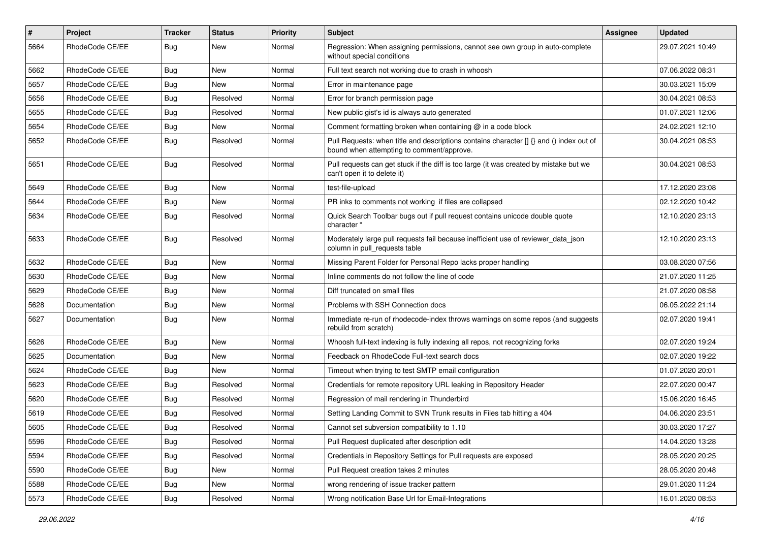| # | Project | Tracker | Status | Priority | Subject | Assignee | Updated |
|---|---|---|---|---|---|---|---|
| 5664 | RhodeCode CE/EE | Bug | New | Normal | Regression: When assigning permissions, cannot see own group in auto-complete without special conditions | | 29.07.2021 10:49 |
| 5662 | RhodeCode CE/EE | Bug | New | Normal | Full text search not working due to crash in whoosh | | 07.06.2022 08:31 |
| 5657 | RhodeCode CE/EE | Bug | New | Normal | Error in maintenance page | | 30.03.2021 15:09 |
| 5656 | RhodeCode CE/EE | Bug | Resolved | Normal | Error for branch permission page | | 30.04.2021 08:53 |
| 5655 | RhodeCode CE/EE | Bug | Resolved | Normal | New public gist's id is always auto generated | | 01.07.2021 12:06 |
| 5654 | RhodeCode CE/EE | Bug | New | Normal | Comment formatting broken when containing @ in a code block | | 24.02.2021 12:10 |
| 5652 | RhodeCode CE/EE | Bug | Resolved | Normal | Pull Requests: when title and descriptions contains character [] {} and () index out of bound when attempting to comment/approve. | | 30.04.2021 08:53 |
| 5651 | RhodeCode CE/EE | Bug | Resolved | Normal | Pull requests can get stuck if the diff is too large (it was created by mistake but we can't open it to delete it) | | 30.04.2021 08:53 |
| 5649 | RhodeCode CE/EE | Bug | New | Normal | test-file-upload | | 17.12.2020 23:08 |
| 5644 | RhodeCode CE/EE | Bug | New | Normal | PR inks to comments not working if files are collapsed | | 02.12.2020 10:42 |
| 5634 | RhodeCode CE/EE | Bug | Resolved | Normal | Quick Search Toolbar bugs out if pull request contains unicode double quote character " | | 12.10.2020 23:13 |
| 5633 | RhodeCode CE/EE | Bug | Resolved | Normal | Moderately large pull requests fail because inefficient use of reviewer_data_json column in pull_requests table | | 12.10.2020 23:13 |
| 5632 | RhodeCode CE/EE | Bug | New | Normal | Missing Parent Folder for Personal Repo lacks proper handling | | 03.08.2020 07:56 |
| 5630 | RhodeCode CE/EE | Bug | New | Normal | Inline comments do not follow the line of code | | 21.07.2020 11:25 |
| 5629 | RhodeCode CE/EE | Bug | New | Normal | Diff truncated on small files | | 21.07.2020 08:58 |
| 5628 | Documentation | Bug | New | Normal | Problems with SSH Connection docs | | 06.05.2022 21:14 |
| 5627 | Documentation | Bug | New | Normal | Immediate re-run of rhodecode-index throws warnings on some repos (and suggests rebuild from scratch) | | 02.07.2020 19:41 |
| 5626 | RhodeCode CE/EE | Bug | New | Normal | Whoosh full-text indexing is fully indexing all repos, not recognizing forks | | 02.07.2020 19:24 |
| 5625 | Documentation | Bug | New | Normal | Feedback on RhodeCode Full-text search docs | | 02.07.2020 19:22 |
| 5624 | RhodeCode CE/EE | Bug | New | Normal | Timeout when trying to test SMTP email configuration | | 01.07.2020 20:01 |
| 5623 | RhodeCode CE/EE | Bug | Resolved | Normal | Credentials for remote repository URL leaking in Repository Header | | 22.07.2020 00:47 |
| 5620 | RhodeCode CE/EE | Bug | Resolved | Normal | Regression of mail rendering in Thunderbird | | 15.06.2020 16:45 |
| 5619 | RhodeCode CE/EE | Bug | Resolved | Normal | Setting Landing Commit to SVN Trunk results in Files tab hitting a 404 | | 04.06.2020 23:51 |
| 5605 | RhodeCode CE/EE | Bug | Resolved | Normal | Cannot set subversion compatibility to 1.10 | | 30.03.2020 17:27 |
| 5596 | RhodeCode CE/EE | Bug | Resolved | Normal | Pull Request duplicated after description edit | | 14.04.2020 13:28 |
| 5594 | RhodeCode CE/EE | Bug | Resolved | Normal | Credentials in Repository Settings for Pull requests are exposed | | 28.05.2020 20:25 |
| 5590 | RhodeCode CE/EE | Bug | New | Normal | Pull Request creation takes 2 minutes | | 28.05.2020 20:48 |
| 5588 | RhodeCode CE/EE | Bug | New | Normal | wrong rendering of issue tracker pattern | | 29.01.2020 11:24 |
| 5573 | RhodeCode CE/EE | Bug | Resolved | Normal | Wrong notification Base Url for Email-Integrations | | 16.01.2020 08:53 |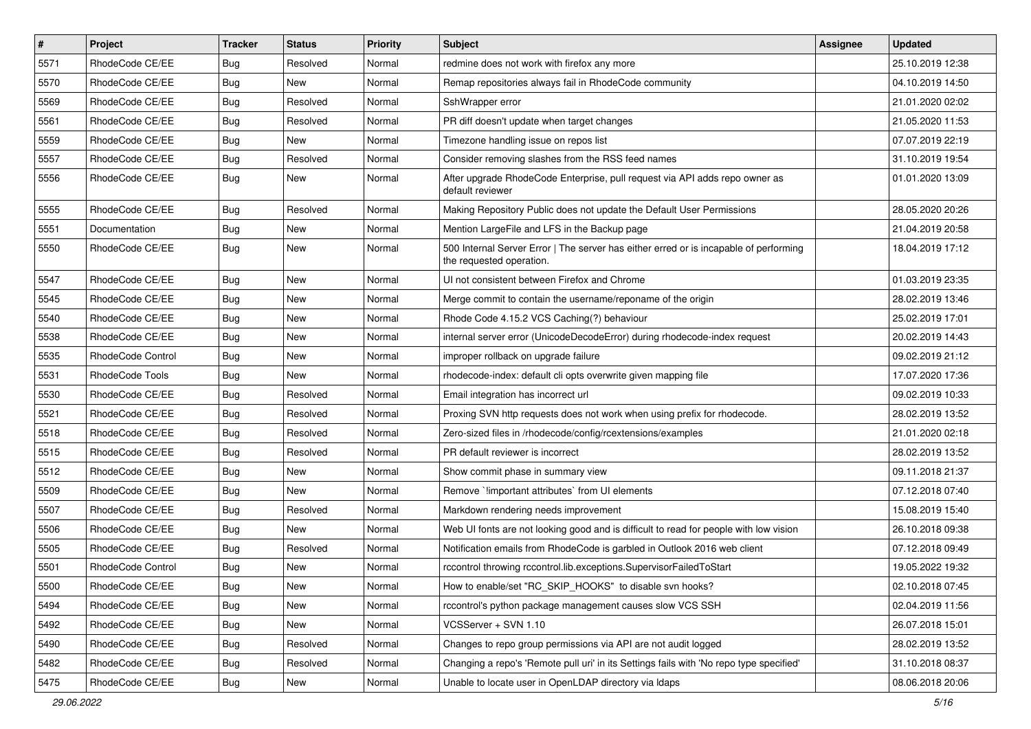| # | Project | Tracker | Status | Priority | Subject | Assignee | Updated |
|---|---|---|---|---|---|---|---|
| 5571 | RhodeCode CE/EE | Bug | Resolved | Normal | redmine does not work with firefox any more | | 25.10.2019 12:38 |
| 5570 | RhodeCode CE/EE | Bug | New | Normal | Remap repositories always fail in RhodeCode community | | 04.10.2019 14:50 |
| 5569 | RhodeCode CE/EE | Bug | Resolved | Normal | SshWrapper error | | 21.01.2020 02:02 |
| 5561 | RhodeCode CE/EE | Bug | Resolved | Normal | PR diff doesn't update when target changes | | 21.05.2020 11:53 |
| 5559 | RhodeCode CE/EE | Bug | New | Normal | Timezone handling issue on repos list | | 07.07.2019 22:19 |
| 5557 | RhodeCode CE/EE | Bug | Resolved | Normal | Consider removing slashes from the RSS feed names | | 31.10.2019 19:54 |
| 5556 | RhodeCode CE/EE | Bug | New | Normal | After upgrade RhodeCode Enterprise, pull request via API adds repo owner as default reviewer | | 01.01.2020 13:09 |
| 5555 | RhodeCode CE/EE | Bug | Resolved | Normal | Making Repository Public does not update the Default User Permissions | | 28.05.2020 20:26 |
| 5551 | Documentation | Bug | New | Normal | Mention LargeFile and LFS in the Backup page | | 21.04.2019 20:58 |
| 5550 | RhodeCode CE/EE | Bug | New | Normal | 500 Internal Server Error \| The server has either erred or is incapable of performing the requested operation. | | 18.04.2019 17:12 |
| 5547 | RhodeCode CE/EE | Bug | New | Normal | UI not consistent between Firefox and Chrome | | 01.03.2019 23:35 |
| 5545 | RhodeCode CE/EE | Bug | New | Normal | Merge commit to contain the username/reponame of the origin | | 28.02.2019 13:46 |
| 5540 | RhodeCode CE/EE | Bug | New | Normal | Rhode Code 4.15.2 VCS Caching(?) behaviour | | 25.02.2019 17:01 |
| 5538 | RhodeCode CE/EE | Bug | New | Normal | internal server error (UnicodeDecodeError) during rhodecode-index request | | 20.02.2019 14:43 |
| 5535 | RhodeCode Control | Bug | New | Normal | improper rollback on upgrade failure | | 09.02.2019 21:12 |
| 5531 | RhodeCode Tools | Bug | New | Normal | rhodecode-index: default cli opts overwrite given mapping file | | 17.07.2020 17:36 |
| 5530 | RhodeCode CE/EE | Bug | Resolved | Normal | Email integration has incorrect url | | 09.02.2019 10:33 |
| 5521 | RhodeCode CE/EE | Bug | Resolved | Normal | Proxing SVN http requests does not work when using prefix for rhodecode. | | 28.02.2019 13:52 |
| 5518 | RhodeCode CE/EE | Bug | Resolved | Normal | Zero-sized files in /rhodecode/config/rcextensions/examples | | 21.01.2020 02:18 |
| 5515 | RhodeCode CE/EE | Bug | Resolved | Normal | PR default reviewer is incorrect | | 28.02.2019 13:52 |
| 5512 | RhodeCode CE/EE | Bug | New | Normal | Show commit phase in summary view | | 09.11.2018 21:37 |
| 5509 | RhodeCode CE/EE | Bug | New | Normal | Remove `!important attributes` from UI elements | | 07.12.2018 07:40 |
| 5507 | RhodeCode CE/EE | Bug | Resolved | Normal | Markdown rendering needs improvement | | 15.08.2019 15:40 |
| 5506 | RhodeCode CE/EE | Bug | New | Normal | Web UI fonts are not looking good and is difficult to read for people with low vision | | 26.10.2018 09:38 |
| 5505 | RhodeCode CE/EE | Bug | Resolved | Normal | Notification emails from RhodeCode is garbled in Outlook 2016 web client | | 07.12.2018 09:49 |
| 5501 | RhodeCode Control | Bug | New | Normal | rccontrol throwing rccontrol.lib.exceptions.SupervisorFailedToStart | | 19.05.2022 19:32 |
| 5500 | RhodeCode CE/EE | Bug | New | Normal | How to enable/set "RC_SKIP_HOOKS" to disable svn hooks? | | 02.10.2018 07:45 |
| 5494 | RhodeCode CE/EE | Bug | New | Normal | rccontrol's python package management causes slow VCS SSH | | 02.04.2019 11:56 |
| 5492 | RhodeCode CE/EE | Bug | New | Normal | VCSServer + SVN 1.10 | | 26.07.2018 15:01 |
| 5490 | RhodeCode CE/EE | Bug | Resolved | Normal | Changes to repo group permissions via API are not audit logged | | 28.02.2019 13:52 |
| 5482 | RhodeCode CE/EE | Bug | Resolved | Normal | Changing a repo's 'Remote pull uri' in its Settings fails with 'No repo type specified' | | 31.10.2018 08:37 |
| 5475 | RhodeCode CE/EE | Bug | New | Normal | Unable to locate user in OpenLDAP directory via ldaps | | 08.06.2018 20:06 |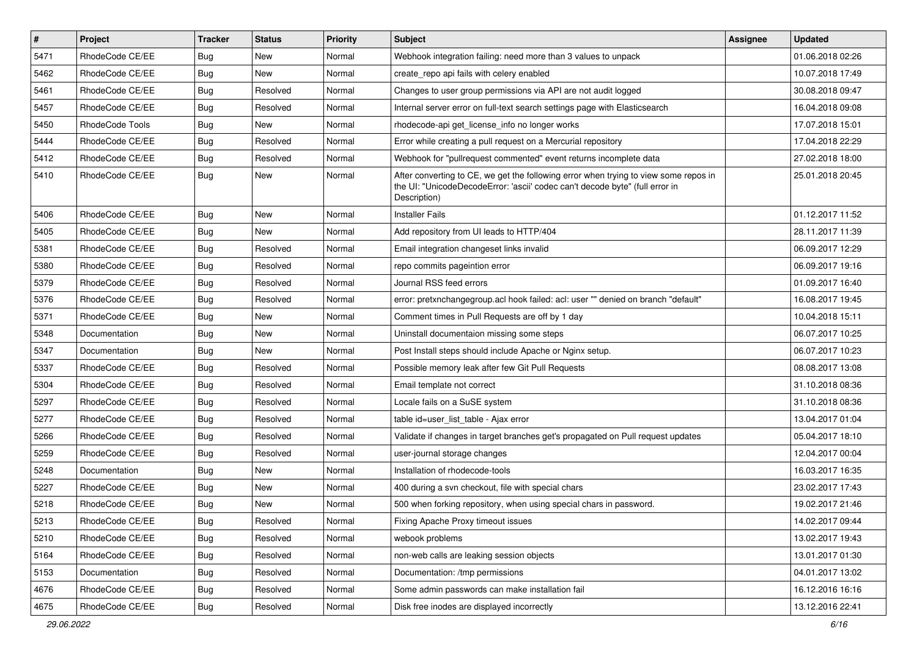| # | Project | Tracker | Status | Priority | Subject | Assignee | Updated |
| --- | --- | --- | --- | --- | --- | --- | --- |
| 5471 | RhodeCode CE/EE | Bug | New | Normal | Webhook integration failing: need more than 3 values to unpack | | 01.06.2018 02:26 |
| 5462 | RhodeCode CE/EE | Bug | New | Normal | create_repo api fails with celery enabled | | 10.07.2018 17:49 |
| 5461 | RhodeCode CE/EE | Bug | Resolved | Normal | Changes to user group permissions via API are not audit logged | | 30.08.2018 09:47 |
| 5457 | RhodeCode CE/EE | Bug | Resolved | Normal | Internal server error on full-text search settings page with Elasticsearch | | 16.04.2018 09:08 |
| 5450 | RhodeCode Tools | Bug | New | Normal | rhodecode-api get_license_info no longer works | | 17.07.2018 15:01 |
| 5444 | RhodeCode CE/EE | Bug | Resolved | Normal | Error while creating a pull request on a Mercurial repository | | 17.04.2018 22:29 |
| 5412 | RhodeCode CE/EE | Bug | Resolved | Normal | Webhook for "pullrequest commented" event returns incomplete data | | 27.02.2018 18:00 |
| 5410 | RhodeCode CE/EE | Bug | New | Normal | After converting to CE, we get the following error when trying to view some repos in the UI: "UnicodeDecodeError: 'ascii' codec can't decode byte" (full error in Description) | | 25.01.2018 20:45 |
| 5406 | RhodeCode CE/EE | Bug | New | Normal | Installer Fails | | 01.12.2017 11:52 |
| 5405 | RhodeCode CE/EE | Bug | New | Normal | Add repository from UI leads to HTTP/404 | | 28.11.2017 11:39 |
| 5381 | RhodeCode CE/EE | Bug | Resolved | Normal | Email integration changeset links invalid | | 06.09.2017 12:29 |
| 5380 | RhodeCode CE/EE | Bug | Resolved | Normal | repo commits pageintion error | | 06.09.2017 19:16 |
| 5379 | RhodeCode CE/EE | Bug | Resolved | Normal | Journal RSS feed errors | | 01.09.2017 16:40 |
| 5376 | RhodeCode CE/EE | Bug | Resolved | Normal | error: pretxnchangegroup.acl hook failed: acl: user "" denied on branch "default" | | 16.08.2017 19:45 |
| 5371 | RhodeCode CE/EE | Bug | New | Normal | Comment times in Pull Requests are off by 1 day | | 10.04.2018 15:11 |
| 5348 | Documentation | Bug | New | Normal | Uninstall documentaion missing some steps | | 06.07.2017 10:25 |
| 5347 | Documentation | Bug | New | Normal | Post Install steps should include Apache or Nginx setup. | | 06.07.2017 10:23 |
| 5337 | RhodeCode CE/EE | Bug | Resolved | Normal | Possible memory leak after few Git Pull Requests | | 08.08.2017 13:08 |
| 5304 | RhodeCode CE/EE | Bug | Resolved | Normal | Email template not correct | | 31.10.2018 08:36 |
| 5297 | RhodeCode CE/EE | Bug | Resolved | Normal | Locale fails on a SuSE system | | 31.10.2018 08:36 |
| 5277 | RhodeCode CE/EE | Bug | Resolved | Normal | table id=user_list_table - Ajax error | | 13.04.2017 01:04 |
| 5266 | RhodeCode CE/EE | Bug | Resolved | Normal | Validate if changes in target branches get's propagated on Pull request updates | | 05.04.2017 18:10 |
| 5259 | RhodeCode CE/EE | Bug | Resolved | Normal | user-journal storage changes | | 12.04.2017 00:04 |
| 5248 | Documentation | Bug | New | Normal | Installation of rhodecode-tools | | 16.03.2017 16:35 |
| 5227 | RhodeCode CE/EE | Bug | New | Normal | 400 during a svn checkout, file with special chars | | 23.02.2017 17:43 |
| 5218 | RhodeCode CE/EE | Bug | New | Normal | 500 when forking repository, when using special chars in password. | | 19.02.2017 21:46 |
| 5213 | RhodeCode CE/EE | Bug | Resolved | Normal | Fixing Apache Proxy timeout issues | | 14.02.2017 09:44 |
| 5210 | RhodeCode CE/EE | Bug | Resolved | Normal | webook problems | | 13.02.2017 19:43 |
| 5164 | RhodeCode CE/EE | Bug | Resolved | Normal | non-web calls are leaking session objects | | 13.01.2017 01:30 |
| 5153 | Documentation | Bug | Resolved | Normal | Documentation: /tmp permissions | | 04.01.2017 13:02 |
| 4676 | RhodeCode CE/EE | Bug | Resolved | Normal | Some admin passwords can make installation fail | | 16.12.2016 16:16 |
| 4675 | RhodeCode CE/EE | Bug | Resolved | Normal | Disk free inodes are displayed incorrectly | | 13.12.2016 22:41 |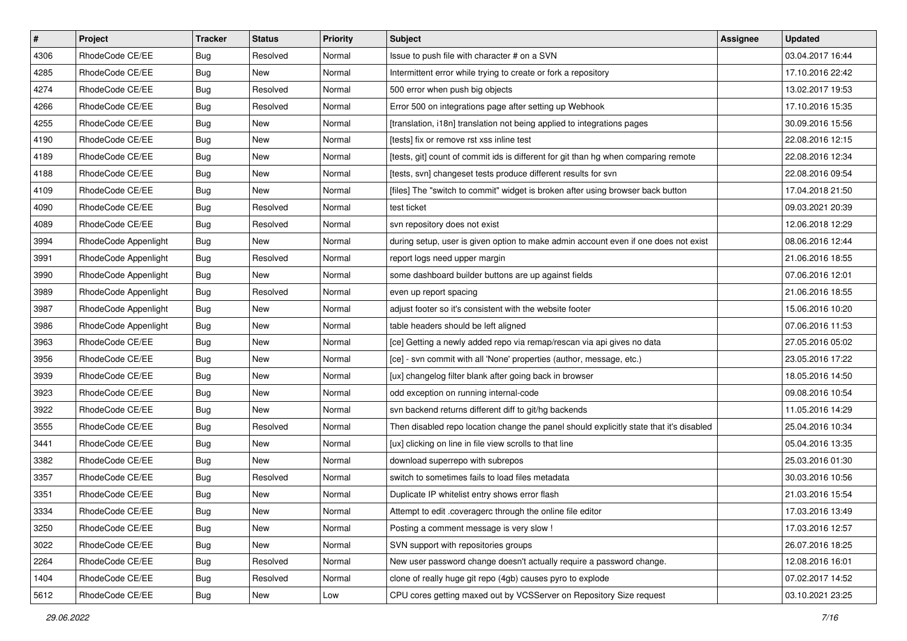| # | Project | Tracker | Status | Priority | Subject | Assignee | Updated |
| --- | --- | --- | --- | --- | --- | --- | --- |
| 4306 | RhodeCode CE/EE | Bug | Resolved | Normal | Issue to push file with character # on a SVN | | 03.04.2017 16:44 |
| 4285 | RhodeCode CE/EE | Bug | New | Normal | Intermittent error while trying to create or fork a repository | | 17.10.2016 22:42 |
| 4274 | RhodeCode CE/EE | Bug | Resolved | Normal | 500 error when push big objects | | 13.02.2017 19:53 |
| 4266 | RhodeCode CE/EE | Bug | Resolved | Normal | Error 500 on integrations page after setting up Webhook | | 17.10.2016 15:35 |
| 4255 | RhodeCode CE/EE | Bug | New | Normal | [translation, i18n] translation not being applied to integrations pages | | 30.09.2016 15:56 |
| 4190 | RhodeCode CE/EE | Bug | New | Normal | [tests] fix or remove rst xss inline test | | 22.08.2016 12:15 |
| 4189 | RhodeCode CE/EE | Bug | New | Normal | [tests, git] count of commit ids is different for git than hg when comparing remote | | 22.08.2016 12:34 |
| 4188 | RhodeCode CE/EE | Bug | New | Normal | [tests, svn] changeset tests produce different results for svn | | 22.08.2016 09:54 |
| 4109 | RhodeCode CE/EE | Bug | New | Normal | [files] The "switch to commit" widget is broken after using browser back button | | 17.04.2018 21:50 |
| 4090 | RhodeCode CE/EE | Bug | Resolved | Normal | test ticket | | 09.03.2021 20:39 |
| 4089 | RhodeCode CE/EE | Bug | Resolved | Normal | svn repository does not exist | | 12.06.2018 12:29 |
| 3994 | RhodeCode Appenlight | Bug | New | Normal | during setup, user is given option to make admin account even if one does not exist | | 08.06.2016 12:44 |
| 3991 | RhodeCode Appenlight | Bug | Resolved | Normal | report logs need upper margin | | 21.06.2016 18:55 |
| 3990 | RhodeCode Appenlight | Bug | New | Normal | some dashboard builder buttons are up against fields | | 07.06.2016 12:01 |
| 3989 | RhodeCode Appenlight | Bug | Resolved | Normal | even up report spacing | | 21.06.2016 18:55 |
| 3987 | RhodeCode Appenlight | Bug | New | Normal | adjust footer so it's consistent with the website footer | | 15.06.2016 10:20 |
| 3986 | RhodeCode Appenlight | Bug | New | Normal | table headers should be left aligned | | 07.06.2016 11:53 |
| 3963 | RhodeCode CE/EE | Bug | New | Normal | [ce] Getting a newly added repo via remap/rescan via api gives no data | | 27.05.2016 05:02 |
| 3956 | RhodeCode CE/EE | Bug | New | Normal | [ce] - svn commit with all 'None' properties (author, message, etc.) | | 23.05.2016 17:22 |
| 3939 | RhodeCode CE/EE | Bug | New | Normal | [ux] changelog filter blank after going back in browser | | 18.05.2016 14:50 |
| 3923 | RhodeCode CE/EE | Bug | New | Normal | odd exception on running internal-code | | 09.08.2016 10:54 |
| 3922 | RhodeCode CE/EE | Bug | New | Normal | svn backend returns different diff to git/hg backends | | 11.05.2016 14:29 |
| 3555 | RhodeCode CE/EE | Bug | Resolved | Normal | Then disabled repo location change the panel should explicitly state that it's disabled | | 25.04.2016 10:34 |
| 3441 | RhodeCode CE/EE | Bug | New | Normal | [ux] clicking on line in file view scrolls to that line | | 05.04.2016 13:35 |
| 3382 | RhodeCode CE/EE | Bug | New | Normal | download superrepo with subrepos | | 25.03.2016 01:30 |
| 3357 | RhodeCode CE/EE | Bug | Resolved | Normal | switch to sometimes fails to load files metadata | | 30.03.2016 10:56 |
| 3351 | RhodeCode CE/EE | Bug | New | Normal | Duplicate IP whitelist entry shows error flash | | 21.03.2016 15:54 |
| 3334 | RhodeCode CE/EE | Bug | New | Normal | Attempt to edit .coveragerc through the online file editor | | 17.03.2016 13:49 |
| 3250 | RhodeCode CE/EE | Bug | New | Normal | Posting a comment message is very slow ! | | 17.03.2016 12:57 |
| 3022 | RhodeCode CE/EE | Bug | New | Normal | SVN support with repositories groups | | 26.07.2016 18:25 |
| 2264 | RhodeCode CE/EE | Bug | Resolved | Normal | New user password change doesn't actually require a password change. | | 12.08.2016 16:01 |
| 1404 | RhodeCode CE/EE | Bug | Resolved | Normal | clone of really huge git repo (4gb) causes pyro to explode | | 07.02.2017 14:52 |
| 5612 | RhodeCode CE/EE | Bug | New | Low | CPU cores getting maxed out by VCSServer on Repository Size request | | 03.10.2021 23:25 |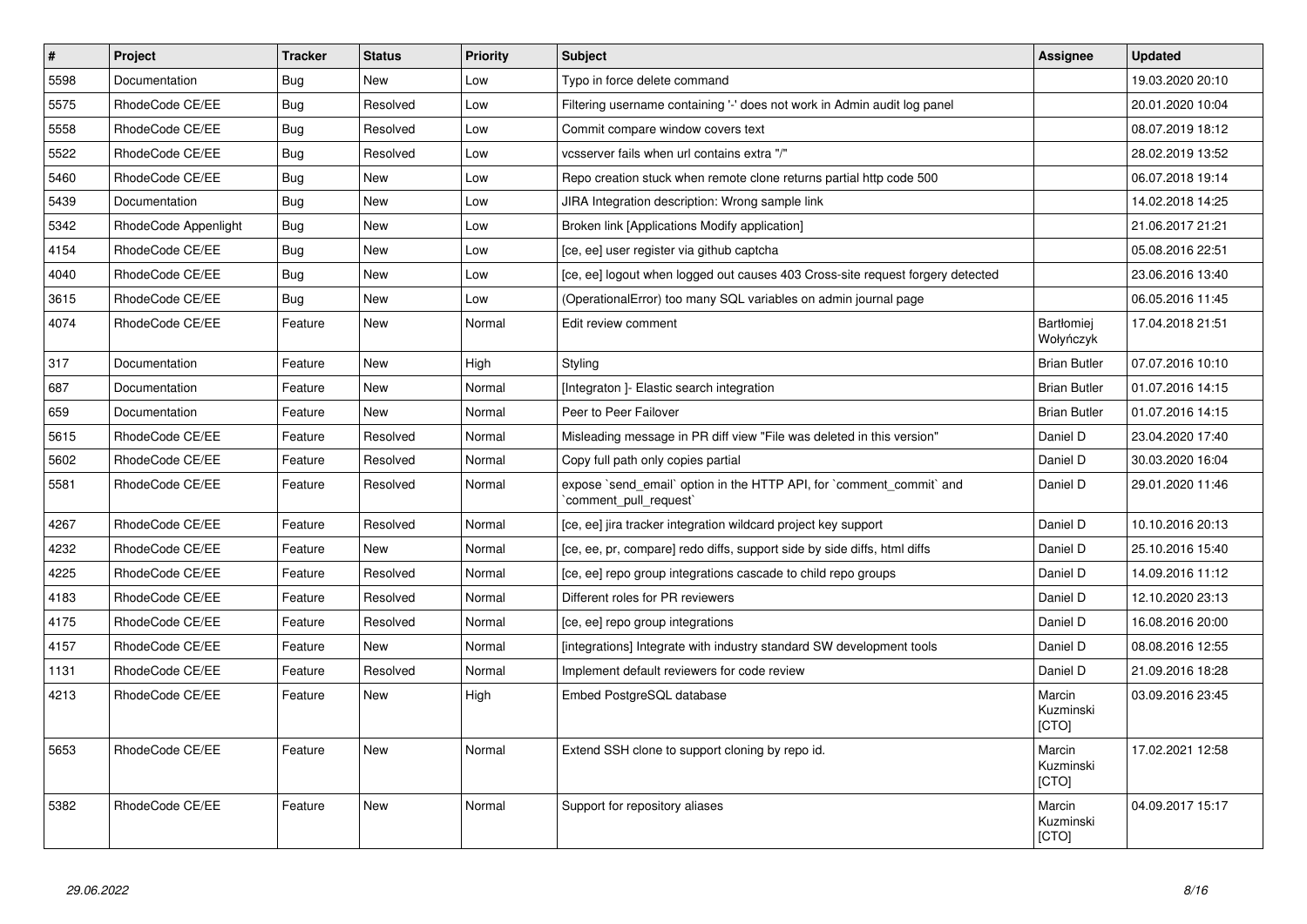| # | Project | Tracker | Status | Priority | Subject | Assignee | Updated |
|---|---|---|---|---|---|---|---|
| 5598 | Documentation | Bug | New | Low | Typo in force delete command | | 19.03.2020 20:10 |
| 5575 | RhodeCode CE/EE | Bug | Resolved | Low | Filtering username containing '-' does not work in Admin audit log panel | | 20.01.2020 10:04 |
| 5558 | RhodeCode CE/EE | Bug | Resolved | Low | Commit compare window covers text | | 08.07.2019 18:12 |
| 5522 | RhodeCode CE/EE | Bug | Resolved | Low | vcsserver fails when url contains extra "/" | | 28.02.2019 13:52 |
| 5460 | RhodeCode CE/EE | Bug | New | Low | Repo creation stuck when remote clone returns partial http code 500 | | 06.07.2018 19:14 |
| 5439 | Documentation | Bug | New | Low | JIRA Integration description: Wrong sample link | | 14.02.2018 14:25 |
| 5342 | RhodeCode Appenlight | Bug | New | Low | Broken link [Applications Modify application] | | 21.06.2017 21:21 |
| 4154 | RhodeCode CE/EE | Bug | New | Low | [ce, ee] user register via github captcha | | 05.08.2016 22:51 |
| 4040 | RhodeCode CE/EE | Bug | New | Low | [ce, ee] logout when logged out causes 403 Cross-site request forgery detected | | 23.06.2016 13:40 |
| 3615 | RhodeCode CE/EE | Bug | New | Low | (OperationalError) too many SQL variables on admin journal page | | 06.05.2016 11:45 |
| 4074 | RhodeCode CE/EE | Feature | New | Normal | Edit review comment | Bartłomiej Wołyńczyk | 17.04.2018 21:51 |
| 317 | Documentation | Feature | New | High | Styling | Brian Butler | 07.07.2016 10:10 |
| 687 | Documentation | Feature | New | Normal | [Integraton ]- Elastic search integration | Brian Butler | 01.07.2016 14:15 |
| 659 | Documentation | Feature | New | Normal | Peer to Peer Failover | Brian Butler | 01.07.2016 14:15 |
| 5615 | RhodeCode CE/EE | Feature | Resolved | Normal | Misleading message in PR diff view "File was deleted in this version" | Daniel D | 23.04.2020 17:40 |
| 5602 | RhodeCode CE/EE | Feature | Resolved | Normal | Copy full path only copies partial | Daniel D | 30.03.2020 16:04 |
| 5581 | RhodeCode CE/EE | Feature | Resolved | Normal | expose `send_email` option in the HTTP API, for `comment_commit` and `comment_pull_request` | Daniel D | 29.01.2020 11:46 |
| 4267 | RhodeCode CE/EE | Feature | Resolved | Normal | [ce, ee] jira tracker integration wildcard project key support | Daniel D | 10.10.2016 20:13 |
| 4232 | RhodeCode CE/EE | Feature | New | Normal | [ce, ee, pr, compare] redo diffs, support side by side diffs, html diffs | Daniel D | 25.10.2016 15:40 |
| 4225 | RhodeCode CE/EE | Feature | Resolved | Normal | [ce, ee] repo group integrations cascade to child repo groups | Daniel D | 14.09.2016 11:12 |
| 4183 | RhodeCode CE/EE | Feature | Resolved | Normal | Different roles for PR reviewers | Daniel D | 12.10.2020 23:13 |
| 4175 | RhodeCode CE/EE | Feature | Resolved | Normal | [ce, ee] repo group integrations | Daniel D | 16.08.2016 20:00 |
| 4157 | RhodeCode CE/EE | Feature | New | Normal | [integrations] Integrate with industry standard SW development tools | Daniel D | 08.08.2016 12:55 |
| 1131 | RhodeCode CE/EE | Feature | Resolved | Normal | Implement default reviewers for code review | Daniel D | 21.09.2016 18:28 |
| 4213 | RhodeCode CE/EE | Feature | New | High | Embed PostgreSQL database | Marcin Kuzminski [CTO] | 03.09.2016 23:45 |
| 5653 | RhodeCode CE/EE | Feature | New | Normal | Extend SSH clone to support cloning by repo id. | Marcin Kuzminski [CTO] | 17.02.2021 12:58 |
| 5382 | RhodeCode CE/EE | Feature | New | Normal | Support for repository aliases | Marcin Kuzminski [CTO] | 04.09.2017 15:17 |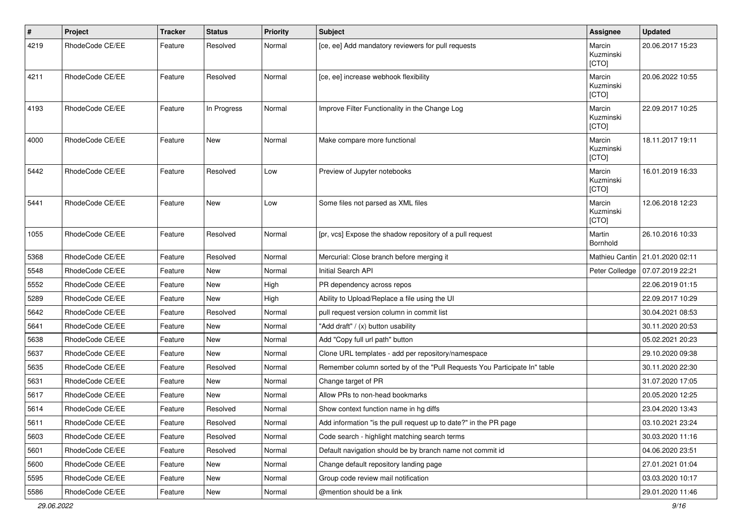| # | Project | Tracker | Status | Priority | Subject | Assignee | Updated |
|---|---|---|---|---|---|---|---|
| 4219 | RhodeCode CE/EE | Feature | Resolved | Normal | [ce, ee] Add mandatory reviewers for pull requests | Marcin Kuzminski [CTO] | 20.06.2017 15:23 |
| 4211 | RhodeCode CE/EE | Feature | Resolved | Normal | [ce, ee] increase webhook flexibility | Marcin Kuzminski [CTO] | 20.06.2022 10:55 |
| 4193 | RhodeCode CE/EE | Feature | In Progress | Normal | Improve Filter Functionality in the Change Log | Marcin Kuzminski [CTO] | 22.09.2017 10:25 |
| 4000 | RhodeCode CE/EE | Feature | New | Normal | Make compare more functional | Marcin Kuzminski [CTO] | 18.11.2017 19:11 |
| 5442 | RhodeCode CE/EE | Feature | Resolved | Low | Preview of Jupyter notebooks | Marcin Kuzminski [CTO] | 16.01.2019 16:33 |
| 5441 | RhodeCode CE/EE | Feature | New | Low | Some files not parsed as XML files | Marcin Kuzminski [CTO] | 12.06.2018 12:23 |
| 1055 | RhodeCode CE/EE | Feature | Resolved | Normal | [pr, vcs] Expose the shadow repository of a pull request | Martin Bornhold | 26.10.2016 10:33 |
| 5368 | RhodeCode CE/EE | Feature | Resolved | Normal | Mercurial: Close branch before merging it | Mathieu Cantin | 21.01.2020 02:11 |
| 5548 | RhodeCode CE/EE | Feature | New | Normal | Initial Search API | Peter Colledge | 07.07.2019 22:21 |
| 5552 | RhodeCode CE/EE | Feature | New | High | PR dependency across repos | | 22.06.2019 01:15 |
| 5289 | RhodeCode CE/EE | Feature | New | High | Ability to Upload/Replace a file using the UI | | 22.09.2017 10:29 |
| 5642 | RhodeCode CE/EE | Feature | Resolved | Normal | pull request version column in commit list | | 30.04.2021 08:53 |
| 5641 | RhodeCode CE/EE | Feature | New | Normal | "Add draft" / (x) button usability | | 30.11.2020 20:53 |
| 5638 | RhodeCode CE/EE | Feature | New | Normal | Add "Copy full url path" button | | 05.02.2021 20:23 |
| 5637 | RhodeCode CE/EE | Feature | New | Normal | Clone URL templates - add per repository/namespace | | 29.10.2020 09:38 |
| 5635 | RhodeCode CE/EE | Feature | Resolved | Normal | Remember column sorted by of the "Pull Requests You Participate In" table | | 30.11.2020 22:30 |
| 5631 | RhodeCode CE/EE | Feature | New | Normal | Change target of PR | | 31.07.2020 17:05 |
| 5617 | RhodeCode CE/EE | Feature | New | Normal | Allow PRs to non-head bookmarks | | 20.05.2020 12:25 |
| 5614 | RhodeCode CE/EE | Feature | Resolved | Normal | Show context function name in hg diffs | | 23.04.2020 13:43 |
| 5611 | RhodeCode CE/EE | Feature | Resolved | Normal | Add information "is the pull request up to date?" in the PR page | | 03.10.2021 23:24 |
| 5603 | RhodeCode CE/EE | Feature | Resolved | Normal | Code search - highlight matching search terms | | 30.03.2020 11:16 |
| 5601 | RhodeCode CE/EE | Feature | Resolved | Normal | Default navigation should be by branch name not commit id | | 04.06.2020 23:51 |
| 5600 | RhodeCode CE/EE | Feature | New | Normal | Change default repository landing page | | 27.01.2021 01:04 |
| 5595 | RhodeCode CE/EE | Feature | New | Normal | Group code review mail notification | | 03.03.2020 10:17 |
| 5586 | RhodeCode CE/EE | Feature | New | Normal | @mention should be a link | | 29.01.2020 11:46 |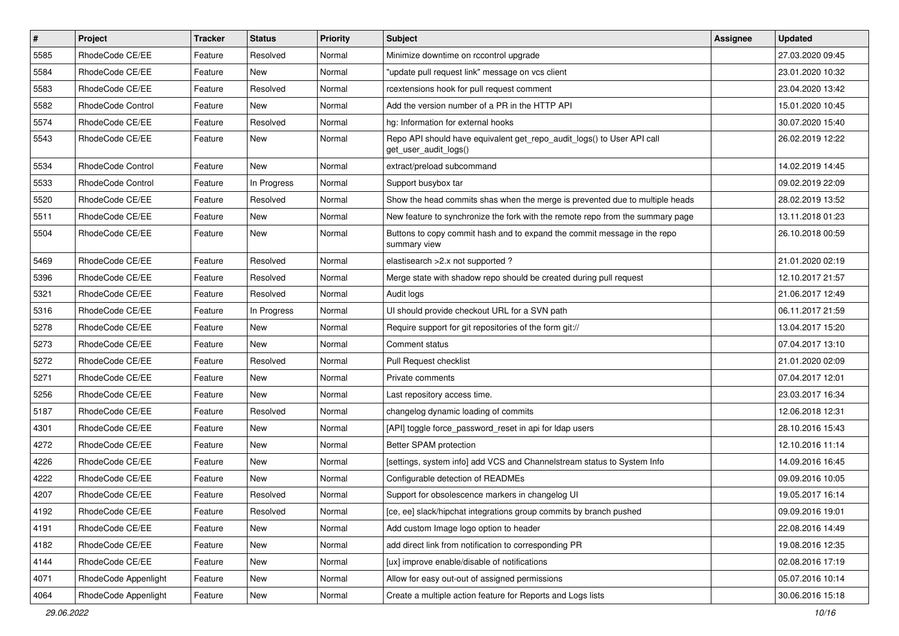| # | Project | Tracker | Status | Priority | Subject | Assignee | Updated |
|---|---|---|---|---|---|---|---|
| 5585 | RhodeCode CE/EE | Feature | Resolved | Normal | Minimize downtime on rccontrol upgrade | | 27.03.2020 09:45 |
| 5584 | RhodeCode CE/EE | Feature | New | Normal | "update pull request link" message on vcs client | | 23.01.2020 10:32 |
| 5583 | RhodeCode CE/EE | Feature | Resolved | Normal | rcextensions hook for pull request comment | | 23.04.2020 13:42 |
| 5582 | RhodeCode Control | Feature | New | Normal | Add the version number of a PR in the HTTP API | | 15.01.2020 10:45 |
| 5574 | RhodeCode CE/EE | Feature | Resolved | Normal | hg: Information for external hooks | | 30.07.2020 15:40 |
| 5543 | RhodeCode CE/EE | Feature | New | Normal | Repo API should have equivalent get_repo_audit_logs() to User API call get_user_audit_logs() | | 26.02.2019 12:22 |
| 5534 | RhodeCode Control | Feature | New | Normal | extract/preload subcommand | | 14.02.2019 14:45 |
| 5533 | RhodeCode Control | Feature | In Progress | Normal | Support busybox tar | | 09.02.2019 22:09 |
| 5520 | RhodeCode CE/EE | Feature | Resolved | Normal | Show the head commits shas when the merge is prevented due to multiple heads | | 28.02.2019 13:52 |
| 5511 | RhodeCode CE/EE | Feature | New | Normal | New feature to synchronize the fork with the remote repo from the summary page | | 13.11.2018 01:23 |
| 5504 | RhodeCode CE/EE | Feature | New | Normal | Buttons to copy commit hash and to expand the commit message in the repo summary view | | 26.10.2018 00:59 |
| 5469 | RhodeCode CE/EE | Feature | Resolved | Normal | elastisearch >2.x not supported ? | | 21.01.2020 02:19 |
| 5396 | RhodeCode CE/EE | Feature | Resolved | Normal | Merge state with shadow repo should be created during pull request | | 12.10.2017 21:57 |
| 5321 | RhodeCode CE/EE | Feature | Resolved | Normal | Audit logs | | 21.06.2017 12:49 |
| 5316 | RhodeCode CE/EE | Feature | In Progress | Normal | UI should provide checkout URL for a SVN path | | 06.11.2017 21:59 |
| 5278 | RhodeCode CE/EE | Feature | New | Normal | Require support for git repositories of the form git:// | | 13.04.2017 15:20 |
| 5273 | RhodeCode CE/EE | Feature | New | Normal | Comment status | | 07.04.2017 13:10 |
| 5272 | RhodeCode CE/EE | Feature | Resolved | Normal | Pull Request checklist | | 21.01.2020 02:09 |
| 5271 | RhodeCode CE/EE | Feature | New | Normal | Private comments | | 07.04.2017 12:01 |
| 5256 | RhodeCode CE/EE | Feature | New | Normal | Last repository access time. | | 23.03.2017 16:34 |
| 5187 | RhodeCode CE/EE | Feature | Resolved | Normal | changelog dynamic loading of commits | | 12.06.2018 12:31 |
| 4301 | RhodeCode CE/EE | Feature | New | Normal | [API] toggle force_password_reset in api for ldap users | | 28.10.2016 15:43 |
| 4272 | RhodeCode CE/EE | Feature | New | Normal | Better SPAM protection | | 12.10.2016 11:14 |
| 4226 | RhodeCode CE/EE | Feature | New | Normal | [settings, system info] add VCS and Channelstream status to System Info | | 14.09.2016 16:45 |
| 4222 | RhodeCode CE/EE | Feature | New | Normal | Configurable detection of READMEs | | 09.09.2016 10:05 |
| 4207 | RhodeCode CE/EE | Feature | Resolved | Normal | Support for obsolescence markers in changelog UI | | 19.05.2017 16:14 |
| 4192 | RhodeCode CE/EE | Feature | Resolved | Normal | [ce, ee] slack/hipchat integrations group commits by branch pushed | | 09.09.2016 19:01 |
| 4191 | RhodeCode CE/EE | Feature | New | Normal | Add custom Image logo option to header | | 22.08.2016 14:49 |
| 4182 | RhodeCode CE/EE | Feature | New | Normal | add direct link from notification to corresponding PR | | 19.08.2016 12:35 |
| 4144 | RhodeCode CE/EE | Feature | New | Normal | [ux] improve enable/disable of notifications | | 02.08.2016 17:19 |
| 4071 | RhodeCode Appenlight | Feature | New | Normal | Allow for easy out-out of assigned permissions | | 05.07.2016 10:14 |
| 4064 | RhodeCode Appenlight | Feature | New | Normal | Create a multiple action feature for Reports and Logs lists | | 30.06.2016 15:18 |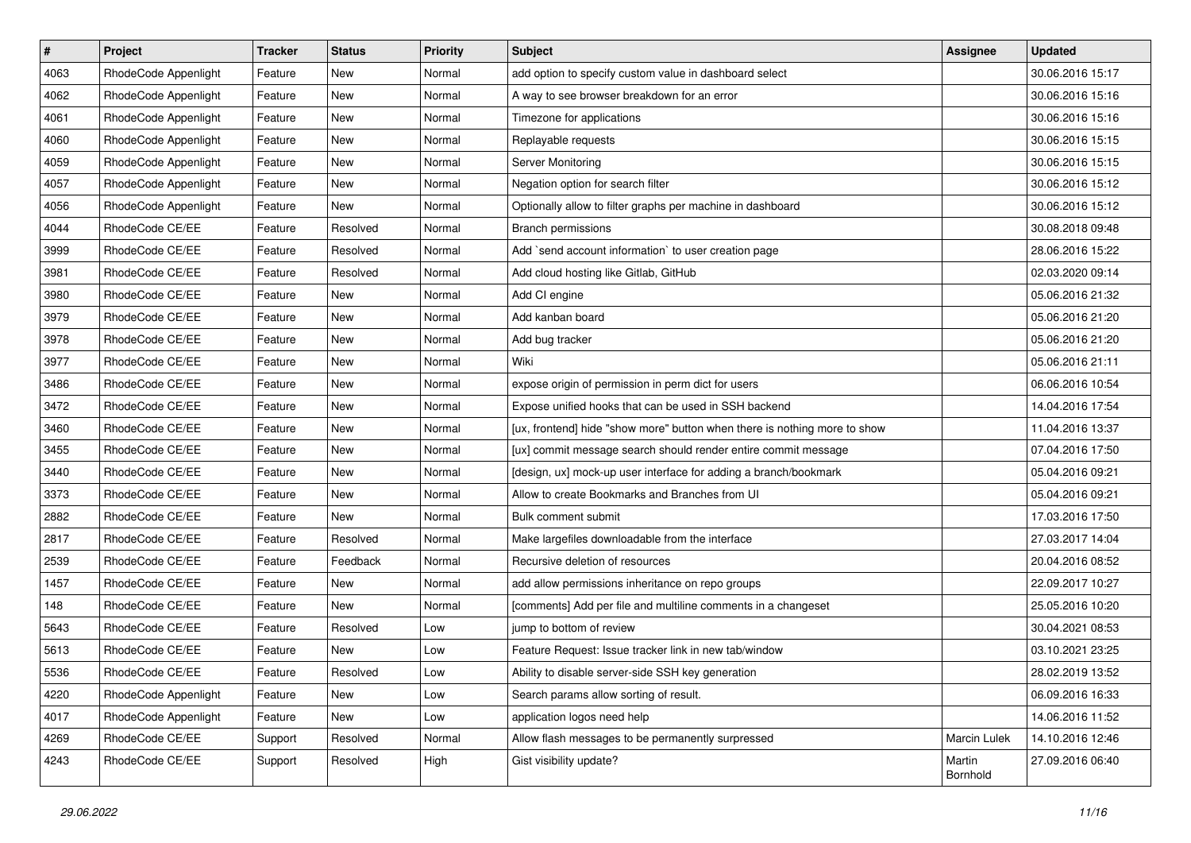| # | Project | Tracker | Status | Priority | Subject | Assignee | Updated |
|---|---|---|---|---|---|---|---|
| 4063 | RhodeCode Appenlight | Feature | New | Normal | add option to specify custom value in dashboard select | | 30.06.2016 15:17 |
| 4062 | RhodeCode Appenlight | Feature | New | Normal | A way to see browser breakdown for an error | | 30.06.2016 15:16 |
| 4061 | RhodeCode Appenlight | Feature | New | Normal | Timezone for applications | | 30.06.2016 15:16 |
| 4060 | RhodeCode Appenlight | Feature | New | Normal | Replayable requests | | 30.06.2016 15:15 |
| 4059 | RhodeCode Appenlight | Feature | New | Normal | Server Monitoring | | 30.06.2016 15:15 |
| 4057 | RhodeCode Appenlight | Feature | New | Normal | Negation option for search filter | | 30.06.2016 15:12 |
| 4056 | RhodeCode Appenlight | Feature | New | Normal | Optionally allow to filter graphs per machine in dashboard | | 30.06.2016 15:12 |
| 4044 | RhodeCode CE/EE | Feature | Resolved | Normal | Branch permissions | | 30.08.2018 09:48 |
| 3999 | RhodeCode CE/EE | Feature | Resolved | Normal | Add `send account information` to user creation page | | 28.06.2016 15:22 |
| 3981 | RhodeCode CE/EE | Feature | Resolved | Normal | Add cloud hosting like Gitlab, GitHub | | 02.03.2020 09:14 |
| 3980 | RhodeCode CE/EE | Feature | New | Normal | Add CI engine | | 05.06.2016 21:32 |
| 3979 | RhodeCode CE/EE | Feature | New | Normal | Add kanban board | | 05.06.2016 21:20 |
| 3978 | RhodeCode CE/EE | Feature | New | Normal | Add bug tracker | | 05.06.2016 21:20 |
| 3977 | RhodeCode CE/EE | Feature | New | Normal | Wiki | | 05.06.2016 21:11 |
| 3486 | RhodeCode CE/EE | Feature | New | Normal | expose origin of permission in perm dict for users | | 06.06.2016 10:54 |
| 3472 | RhodeCode CE/EE | Feature | New | Normal | Expose unified hooks that can be used in SSH backend | | 14.04.2016 17:54 |
| 3460 | RhodeCode CE/EE | Feature | New | Normal | [ux, frontend] hide "show more" button when there is nothing more to show | | 11.04.2016 13:37 |
| 3455 | RhodeCode CE/EE | Feature | New | Normal | [ux] commit message search should render entire commit message | | 07.04.2016 17:50 |
| 3440 | RhodeCode CE/EE | Feature | New | Normal | [design, ux] mock-up user interface for adding a branch/bookmark | | 05.04.2016 09:21 |
| 3373 | RhodeCode CE/EE | Feature | New | Normal | Allow to create Bookmarks and Branches from UI | | 05.04.2016 09:21 |
| 2882 | RhodeCode CE/EE | Feature | New | Normal | Bulk comment submit | | 17.03.2016 17:50 |
| 2817 | RhodeCode CE/EE | Feature | Resolved | Normal | Make largefiles downloadable from the interface | | 27.03.2017 14:04 |
| 2539 | RhodeCode CE/EE | Feature | Feedback | Normal | Recursive deletion of resources | | 20.04.2016 08:52 |
| 1457 | RhodeCode CE/EE | Feature | New | Normal | add allow permissions inheritance on repo groups | | 22.09.2017 10:27 |
| 148 | RhodeCode CE/EE | Feature | New | Normal | [comments] Add per file and multiline comments in a changeset | | 25.05.2016 10:20 |
| 5643 | RhodeCode CE/EE | Feature | Resolved | Low | jump to bottom of review | | 30.04.2021 08:53 |
| 5613 | RhodeCode CE/EE | Feature | New | Low | Feature Request: Issue tracker link in new tab/window | | 03.10.2021 23:25 |
| 5536 | RhodeCode CE/EE | Feature | Resolved | Low | Ability to disable server-side SSH key generation | | 28.02.2019 13:52 |
| 4220 | RhodeCode Appenlight | Feature | New | Low | Search params allow sorting of result. | | 06.09.2016 16:33 |
| 4017 | RhodeCode Appenlight | Feature | New | Low | application logos need help | | 14.06.2016 11:52 |
| 4269 | RhodeCode CE/EE | Support | Resolved | Normal | Allow flash messages to be permanently surpressed | Marcin Lulek | 14.10.2016 12:46 |
| 4243 | RhodeCode CE/EE | Support | Resolved | High | Gist visibility update? | Martin Bornhold | 27.09.2016 06:40 |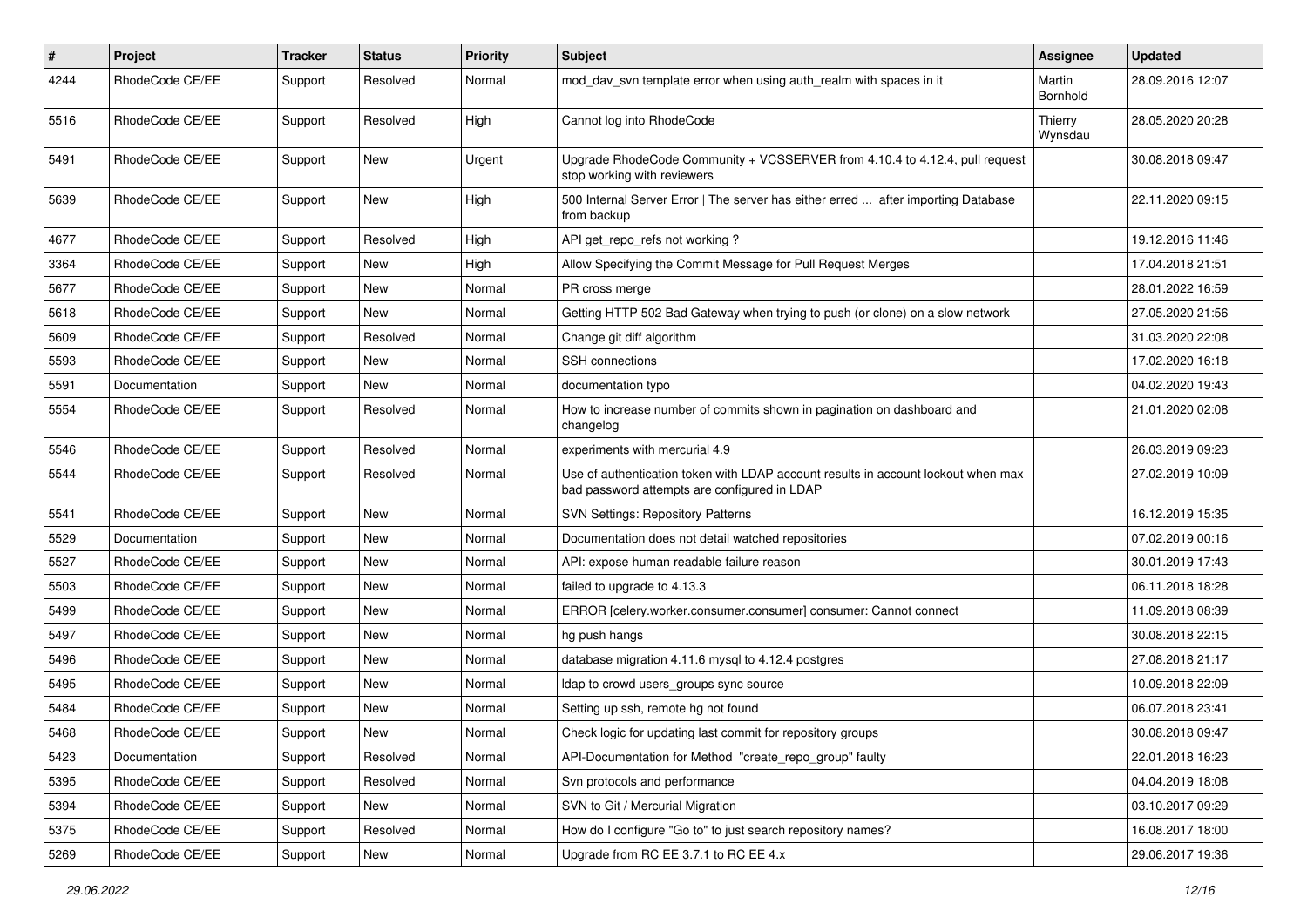| # | Project | Tracker | Status | Priority | Subject | Assignee | Updated |
|---|---|---|---|---|---|---|---|
| 4244 | RhodeCode CE/EE | Support | Resolved | Normal | mod_dav_svn template error when using auth_realm with spaces in it | Martin Bornhold | 28.09.2016 12:07 |
| 5516 | RhodeCode CE/EE | Support | Resolved | High | Cannot log into RhodeCode | Thierry Wynsdau | 28.05.2020 20:28 |
| 5491 | RhodeCode CE/EE | Support | New | Urgent | Upgrade RhodeCode Community + VCSSERVER from 4.10.4 to 4.12.4, pull request stop working with reviewers | | 30.08.2018 09:47 |
| 5639 | RhodeCode CE/EE | Support | New | High | 500 Internal Server Error \| The server has either erred ... after importing Database from backup | | 22.11.2020 09:15 |
| 4677 | RhodeCode CE/EE | Support | Resolved | High | API get_repo_refs not working ? | | 19.12.2016 11:46 |
| 3364 | RhodeCode CE/EE | Support | New | High | Allow Specifying the Commit Message for Pull Request Merges | | 17.04.2018 21:51 |
| 5677 | RhodeCode CE/EE | Support | New | Normal | PR cross merge | | 28.01.2022 16:59 |
| 5618 | RhodeCode CE/EE | Support | New | Normal | Getting HTTP 502 Bad Gateway when trying to push (or clone) on a slow network | | 27.05.2020 21:56 |
| 5609 | RhodeCode CE/EE | Support | Resolved | Normal | Change git diff algorithm | | 31.03.2020 22:08 |
| 5593 | RhodeCode CE/EE | Support | New | Normal | SSH connections | | 17.02.2020 16:18 |
| 5591 | Documentation | Support | New | Normal | documentation typo | | 04.02.2020 19:43 |
| 5554 | RhodeCode CE/EE | Support | Resolved | Normal | How to increase number of commits shown in pagination on dashboard and changelog | | 21.01.2020 02:08 |
| 5546 | RhodeCode CE/EE | Support | Resolved | Normal | experiments with mercurial 4.9 | | 26.03.2019 09:23 |
| 5544 | RhodeCode CE/EE | Support | Resolved | Normal | Use of authentication token with LDAP account results in account lockout when max bad password attempts are configured in LDAP | | 27.02.2019 10:09 |
| 5541 | RhodeCode CE/EE | Support | New | Normal | SVN Settings: Repository Patterns | | 16.12.2019 15:35 |
| 5529 | Documentation | Support | New | Normal | Documentation does not detail watched repositories | | 07.02.2019 00:16 |
| 5527 | RhodeCode CE/EE | Support | New | Normal | API: expose human readable failure reason | | 30.01.2019 17:43 |
| 5503 | RhodeCode CE/EE | Support | New | Normal | failed to upgrade to 4.13.3 | | 06.11.2018 18:28 |
| 5499 | RhodeCode CE/EE | Support | New | Normal | ERROR [celery.worker.consumer.consumer] consumer: Cannot connect | | 11.09.2018 08:39 |
| 5497 | RhodeCode CE/EE | Support | New | Normal | hg push hangs | | 30.08.2018 22:15 |
| 5496 | RhodeCode CE/EE | Support | New | Normal | database migration 4.11.6 mysql to 4.12.4 postgres | | 27.08.2018 21:17 |
| 5495 | RhodeCode CE/EE | Support | New | Normal | ldap to crowd users_groups sync source | | 10.09.2018 22:09 |
| 5484 | RhodeCode CE/EE | Support | New | Normal | Setting up ssh, remote hg not found | | 06.07.2018 23:41 |
| 5468 | RhodeCode CE/EE | Support | New | Normal | Check logic for updating last commit for repository groups | | 30.08.2018 09:47 |
| 5423 | Documentation | Support | Resolved | Normal | API-Documentation for Method "create_repo_group" faulty | | 22.01.2018 16:23 |
| 5395 | RhodeCode CE/EE | Support | Resolved | Normal | Svn protocols and performance | | 04.04.2019 18:08 |
| 5394 | RhodeCode CE/EE | Support | New | Normal | SVN to Git / Mercurial Migration | | 03.10.2017 09:29 |
| 5375 | RhodeCode CE/EE | Support | Resolved | Normal | How do I configure "Go to" to just search repository names? | | 16.08.2017 18:00 |
| 5269 | RhodeCode CE/EE | Support | New | Normal | Upgrade from RC EE 3.7.1 to RC EE 4.x | | 29.06.2017 19:36 |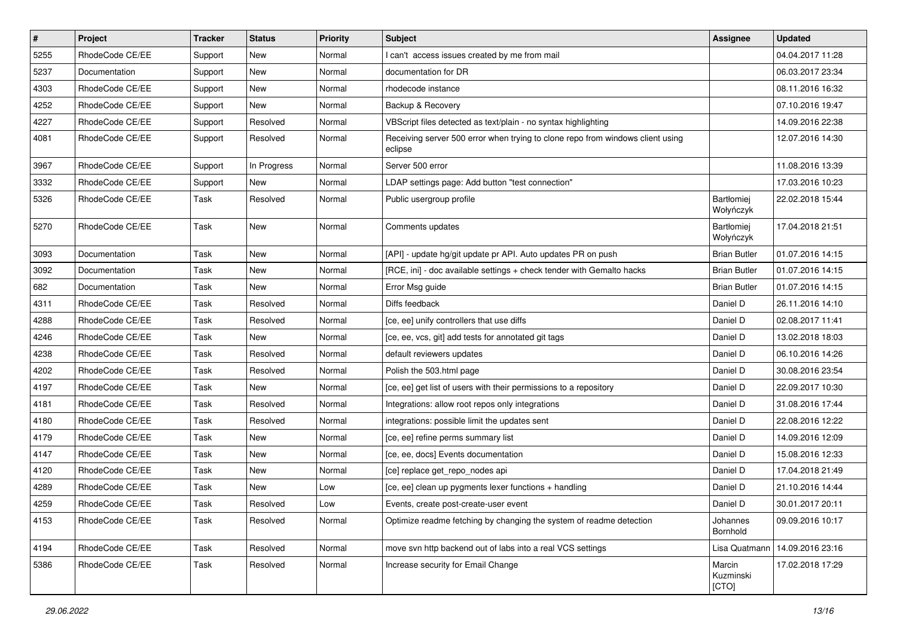| # | Project | Tracker | Status | Priority | Subject | Assignee | Updated |
| --- | --- | --- | --- | --- | --- | --- | --- |
| 5255 | RhodeCode CE/EE | Support | New | Normal | I can't  access issues created by me from mail | | 04.04.2017 11:28 |
| 5237 | Documentation | Support | New | Normal | documentation for DR | | 06.03.2017 23:34 |
| 4303 | RhodeCode CE/EE | Support | New | Normal | rhodecode instance | | 08.11.2016 16:32 |
| 4252 | RhodeCode CE/EE | Support | New | Normal | Backup & Recovery | | 07.10.2016 19:47 |
| 4227 | RhodeCode CE/EE | Support | Resolved | Normal | VBScript files detected as text/plain - no syntax highlighting | | 14.09.2016 22:38 |
| 4081 | RhodeCode CE/EE | Support | Resolved | Normal | Receiving server 500 error when trying to clone repo from windows client using eclipse | | 12.07.2016 14:30 |
| 3967 | RhodeCode CE/EE | Support | In Progress | Normal | Server 500 error | | 11.08.2016 13:39 |
| 3332 | RhodeCode CE/EE | Support | New | Normal | LDAP settings page: Add button "test connection" | | 17.03.2016 10:23 |
| 5326 | RhodeCode CE/EE | Task | Resolved | Normal | Public usergroup profile | Bartłomiej Wołyńczyk | 22.02.2018 15:44 |
| 5270 | RhodeCode CE/EE | Task | New | Normal | Comments updates | Bartłomiej Wołyńczyk | 17.04.2018 21:51 |
| 3093 | Documentation | Task | New | Normal | [API] - update hg/git update pr API. Auto updates PR on push | Brian Butler | 01.07.2016 14:15 |
| 3092 | Documentation | Task | New | Normal | [RCE, ini] - doc available settings + check tender with Gemalto hacks | Brian Butler | 01.07.2016 14:15 |
| 682 | Documentation | Task | New | Normal | Error Msg guide | Brian Butler | 01.07.2016 14:15 |
| 4311 | RhodeCode CE/EE | Task | Resolved | Normal | Diffs feedback | Daniel D | 26.11.2016 14:10 |
| 4288 | RhodeCode CE/EE | Task | Resolved | Normal | [ce, ee] unify controllers that use diffs | Daniel D | 02.08.2017 11:41 |
| 4246 | RhodeCode CE/EE | Task | New | Normal | [ce, ee, vcs, git] add tests for annotated git tags | Daniel D | 13.02.2018 18:03 |
| 4238 | RhodeCode CE/EE | Task | Resolved | Normal | default reviewers updates | Daniel D | 06.10.2016 14:26 |
| 4202 | RhodeCode CE/EE | Task | Resolved | Normal | Polish the 503.html page | Daniel D | 30.08.2016 23:54 |
| 4197 | RhodeCode CE/EE | Task | New | Normal | [ce, ee] get list of users with their permissions to a repository | Daniel D | 22.09.2017 10:30 |
| 4181 | RhodeCode CE/EE | Task | Resolved | Normal | Integrations: allow root repos only integrations | Daniel D | 31.08.2016 17:44 |
| 4180 | RhodeCode CE/EE | Task | Resolved | Normal | integrations: possible limit the updates sent | Daniel D | 22.08.2016 12:22 |
| 4179 | RhodeCode CE/EE | Task | New | Normal | [ce, ee] refine perms summary list | Daniel D | 14.09.2016 12:09 |
| 4147 | RhodeCode CE/EE | Task | New | Normal | [ce, ee, docs] Events documentation | Daniel D | 15.08.2016 12:33 |
| 4120 | RhodeCode CE/EE | Task | New | Normal | [ce] replace get_repo_nodes api | Daniel D | 17.04.2018 21:49 |
| 4289 | RhodeCode CE/EE | Task | New | Low | [ce, ee] clean up pygments lexer functions + handling | Daniel D | 21.10.2016 14:44 |
| 4259 | RhodeCode CE/EE | Task | Resolved | Low | Events, create post-create-user event | Daniel D | 30.01.2017 20:11 |
| 4153 | RhodeCode CE/EE | Task | Resolved | Normal | Optimize readme fetching by changing the system of readme detection | Johannes Bornhold | 09.09.2016 10:17 |
| 4194 | RhodeCode CE/EE | Task | Resolved | Normal | move svn http backend out of labs into a real VCS settings | Lisa Quatmann | 14.09.2016 23:16 |
| 5386 | RhodeCode CE/EE | Task | Resolved | Normal | Increase security for Email Change | Marcin Kuzminski [CTO] | 17.02.2018 17:29 |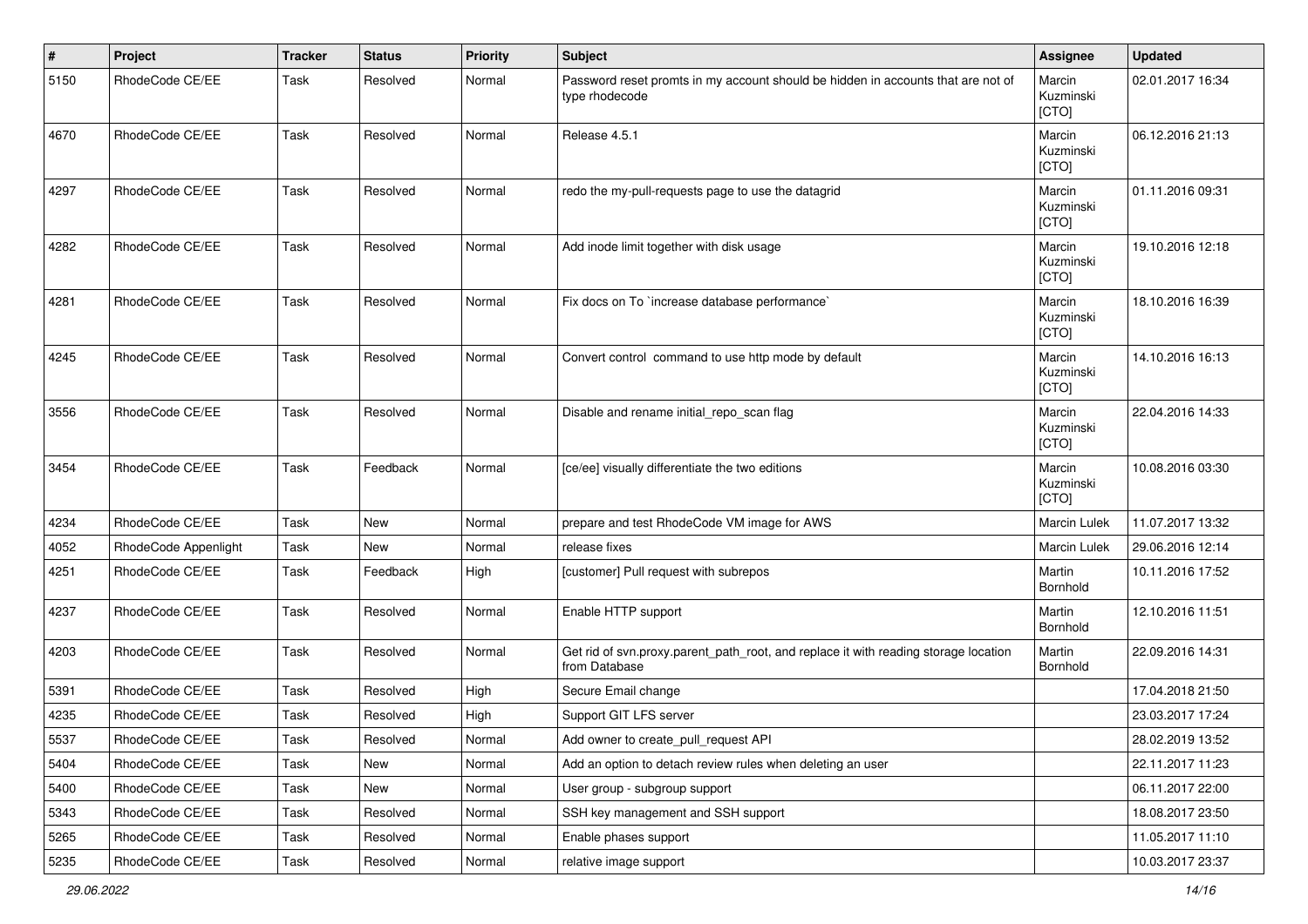| # | Project | Tracker | Status | Priority | Subject | Assignee | Updated |
| --- | --- | --- | --- | --- | --- | --- | --- |
| 5150 | RhodeCode CE/EE | Task | Resolved | Normal | Password reset promts in my account should be hidden in accounts that are not of type rhodecode | Marcin Kuzminski [CTO] | 02.01.2017 16:34 |
| 4670 | RhodeCode CE/EE | Task | Resolved | Normal | Release 4.5.1 | Marcin Kuzminski [CTO] | 06.12.2016 21:13 |
| 4297 | RhodeCode CE/EE | Task | Resolved | Normal | redo the my-pull-requests page to use the datagrid | Marcin Kuzminski [CTO] | 01.11.2016 09:31 |
| 4282 | RhodeCode CE/EE | Task | Resolved | Normal | Add inode limit together with disk usage | Marcin Kuzminski [CTO] | 19.10.2016 12:18 |
| 4281 | RhodeCode CE/EE | Task | Resolved | Normal | Fix docs on To `increase database performance` | Marcin Kuzminski [CTO] | 18.10.2016 16:39 |
| 4245 | RhodeCode CE/EE | Task | Resolved | Normal | Convert control command to use http mode by default | Marcin Kuzminski [CTO] | 14.10.2016 16:13 |
| 3556 | RhodeCode CE/EE | Task | Resolved | Normal | Disable and rename initial_repo_scan flag | Marcin Kuzminski [CTO] | 22.04.2016 14:33 |
| 3454 | RhodeCode CE/EE | Task | Feedback | Normal | [ce/ee] visually differentiate the two editions | Marcin Kuzminski [CTO] | 10.08.2016 03:30 |
| 4234 | RhodeCode CE/EE | Task | New | Normal | prepare and test RhodeCode VM image for AWS | Marcin Lulek | 11.07.2017 13:32 |
| 4052 | RhodeCode Appenlight | Task | New | Normal | release fixes | Marcin Lulek | 29.06.2016 12:14 |
| 4251 | RhodeCode CE/EE | Task | Feedback | High | [customer] Pull request with subrepos | Martin Bornhold | 10.11.2016 17:52 |
| 4237 | RhodeCode CE/EE | Task | Resolved | Normal | Enable HTTP support | Martin Bornhold | 12.10.2016 11:51 |
| 4203 | RhodeCode CE/EE | Task | Resolved | Normal | Get rid of svn.proxy.parent_path_root, and replace it with reading storage location from Database | Martin Bornhold | 22.09.2016 14:31 |
| 5391 | RhodeCode CE/EE | Task | Resolved | High | Secure Email change | | 17.04.2018 21:50 |
| 4235 | RhodeCode CE/EE | Task | Resolved | High | Support GIT LFS server | | 23.03.2017 17:24 |
| 5537 | RhodeCode CE/EE | Task | Resolved | Normal | Add owner to create_pull_request API | | 28.02.2019 13:52 |
| 5404 | RhodeCode CE/EE | Task | New | Normal | Add an option to detach review rules when deleting an user | | 22.11.2017 11:23 |
| 5400 | RhodeCode CE/EE | Task | New | Normal | User group - subgroup support | | 06.11.2017 22:00 |
| 5343 | RhodeCode CE/EE | Task | Resolved | Normal | SSH key management and SSH support | | 18.08.2017 23:50 |
| 5265 | RhodeCode CE/EE | Task | Resolved | Normal | Enable phases support | | 11.05.2017 11:10 |
| 5235 | RhodeCode CE/EE | Task | Resolved | Normal | relative image support | | 10.03.2017 23:37 |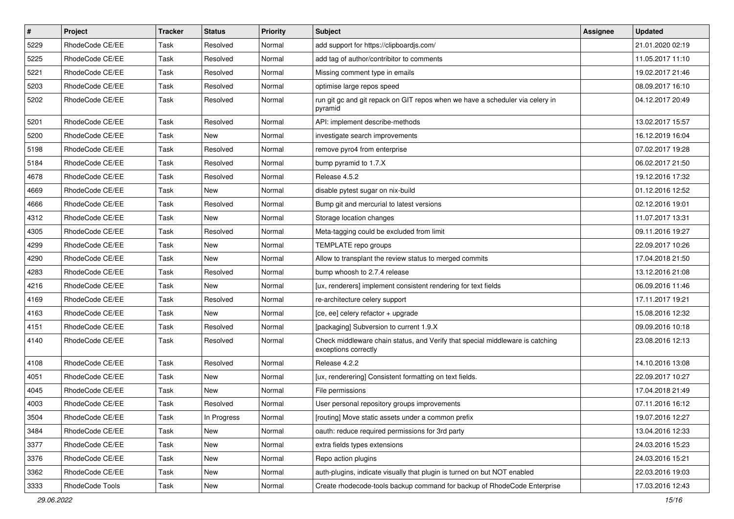| # | Project | Tracker | Status | Priority | Subject | Assignee | Updated |
|---|---|---|---|---|---|---|---|
| 5229 | RhodeCode CE/EE | Task | Resolved | Normal | add support for https://clipboardjs.com/ | | 21.01.2020 02:19 |
| 5225 | RhodeCode CE/EE | Task | Resolved | Normal | add tag of author/contribitor to comments | | 11.05.2017 11:10 |
| 5221 | RhodeCode CE/EE | Task | Resolved | Normal | Missing comment type in emails | | 19.02.2017 21:46 |
| 5203 | RhodeCode CE/EE | Task | Resolved | Normal | optimise large repos speed | | 08.09.2017 16:10 |
| 5202 | RhodeCode CE/EE | Task | Resolved | Normal | run git gc and git repack on GIT repos when we have a scheduler via celery in pyramid | | 04.12.2017 20:49 |
| 5201 | RhodeCode CE/EE | Task | Resolved | Normal | API: implement describe-methods | | 13.02.2017 15:57 |
| 5200 | RhodeCode CE/EE | Task | New | Normal | investigate search improvements | | 16.12.2019 16:04 |
| 5198 | RhodeCode CE/EE | Task | Resolved | Normal | remove pyro4 from enterprise | | 07.02.2017 19:28 |
| 5184 | RhodeCode CE/EE | Task | Resolved | Normal | bump pyramid to 1.7.X | | 06.02.2017 21:50 |
| 4678 | RhodeCode CE/EE | Task | Resolved | Normal | Release 4.5.2 | | 19.12.2016 17:32 |
| 4669 | RhodeCode CE/EE | Task | New | Normal | disable pytest sugar on nix-build | | 01.12.2016 12:52 |
| 4666 | RhodeCode CE/EE | Task | Resolved | Normal | Bump git and mercurial to latest versions | | 02.12.2016 19:01 |
| 4312 | RhodeCode CE/EE | Task | New | Normal | Storage location changes | | 11.07.2017 13:31 |
| 4305 | RhodeCode CE/EE | Task | Resolved | Normal | Meta-tagging could be excluded from limit | | 09.11.2016 19:27 |
| 4299 | RhodeCode CE/EE | Task | New | Normal | TEMPLATE repo groups | | 22.09.2017 10:26 |
| 4290 | RhodeCode CE/EE | Task | New | Normal | Allow to transplant the review status to merged commits | | 17.04.2018 21:50 |
| 4283 | RhodeCode CE/EE | Task | Resolved | Normal | bump whoosh to 2.7.4 release | | 13.12.2016 21:08 |
| 4216 | RhodeCode CE/EE | Task | New | Normal | [ux, renderers] implement consistent rendering for text fields | | 06.09.2016 11:46 |
| 4169 | RhodeCode CE/EE | Task | Resolved | Normal | re-architecture celery support | | 17.11.2017 19:21 |
| 4163 | RhodeCode CE/EE | Task | New | Normal | [ce, ee] celery refactor + upgrade | | 15.08.2016 12:32 |
| 4151 | RhodeCode CE/EE | Task | Resolved | Normal | [packaging] Subversion to current 1.9.X | | 09.09.2016 10:18 |
| 4140 | RhodeCode CE/EE | Task | Resolved | Normal | Check middleware chain status, and Verify that special middleware is catching exceptions correctly | | 23.08.2016 12:13 |
| 4108 | RhodeCode CE/EE | Task | Resolved | Normal | Release 4.2.2 | | 14.10.2016 13:08 |
| 4051 | RhodeCode CE/EE | Task | New | Normal | [ux, renderering] Consistent formatting on text fields. | | 22.09.2017 10:27 |
| 4045 | RhodeCode CE/EE | Task | New | Normal | File permissions | | 17.04.2018 21:49 |
| 4003 | RhodeCode CE/EE | Task | Resolved | Normal | User personal repository groups improvements | | 07.11.2016 16:12 |
| 3504 | RhodeCode CE/EE | Task | In Progress | Normal | [routing] Move static assets under a common prefix | | 19.07.2016 12:27 |
| 3484 | RhodeCode CE/EE | Task | New | Normal | oauth: reduce required permissions for 3rd party | | 13.04.2016 12:33 |
| 3377 | RhodeCode CE/EE | Task | New | Normal | extra fields types extensions | | 24.03.2016 15:23 |
| 3376 | RhodeCode CE/EE | Task | New | Normal | Repo action plugins | | 24.03.2016 15:21 |
| 3362 | RhodeCode CE/EE | Task | New | Normal | auth-plugins, indicate visually that plugin is turned on but NOT enabled | | 22.03.2016 19:03 |
| 3333 | RhodeCode Tools | Task | New | Normal | Create rhodecode-tools backup command for backup of RhodeCode Enterprise | | 17.03.2016 12:43 |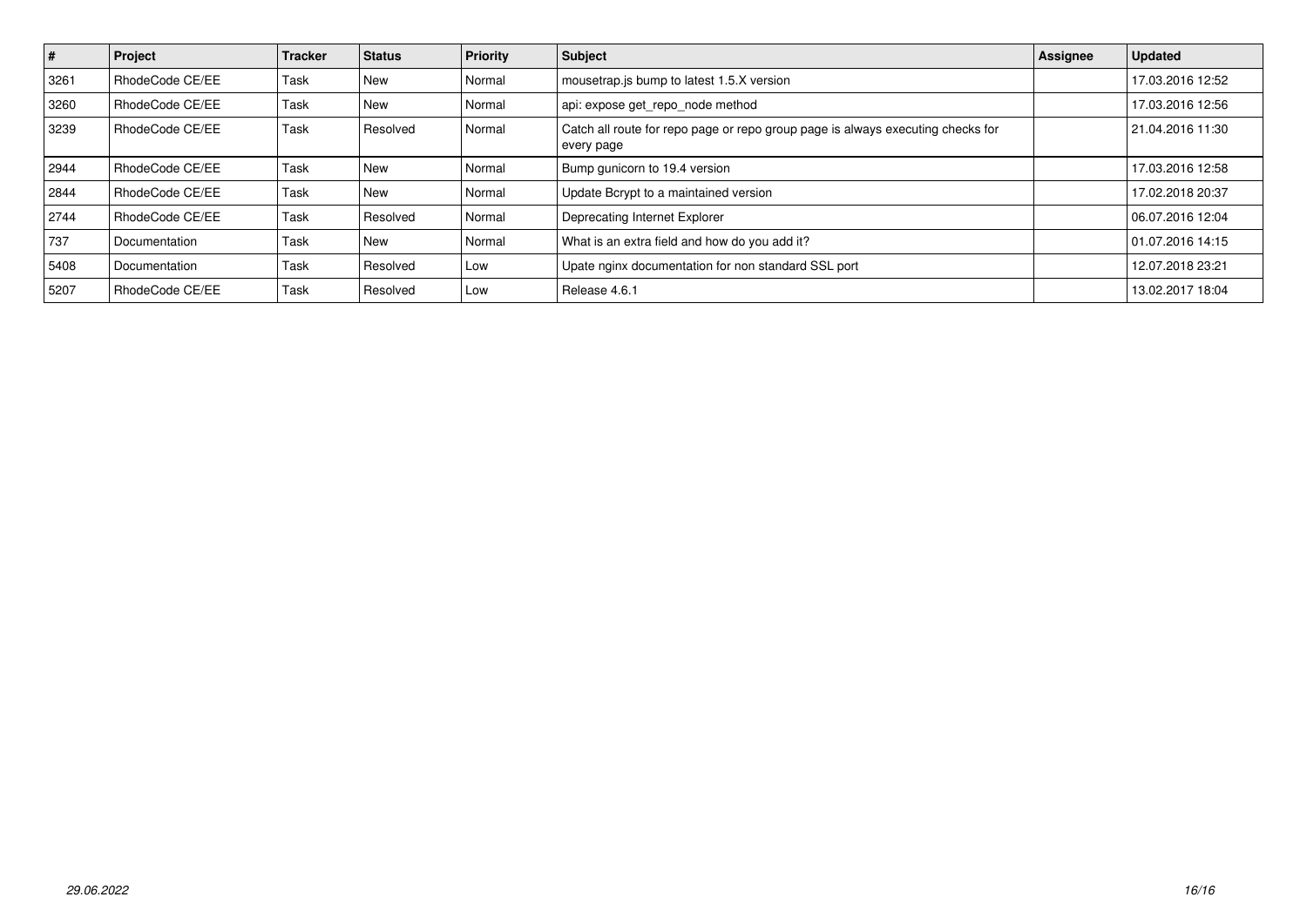| # | Project | Tracker | Status | Priority | Subject | Assignee | Updated |
| --- | --- | --- | --- | --- | --- | --- | --- |
| 3261 | RhodeCode CE/EE | Task | New | Normal | mousetrap.js bump to latest 1.5.X version | | 17.03.2016 12:52 |
| 3260 | RhodeCode CE/EE | Task | New | Normal | api: expose get_repo_node method | | 17.03.2016 12:56 |
| 3239 | RhodeCode CE/EE | Task | Resolved | Normal | Catch all route for repo page or repo group page is always executing checks for every page | | 21.04.2016 11:30 |
| 2944 | RhodeCode CE/EE | Task | New | Normal | Bump gunicorn to 19.4 version | | 17.03.2016 12:58 |
| 2844 | RhodeCode CE/EE | Task | New | Normal | Update Bcrypt to a maintained version | | 17.02.2018 20:37 |
| 2744 | RhodeCode CE/EE | Task | Resolved | Normal | Deprecating Internet Explorer | | 06.07.2016 12:04 |
| 737 | Documentation | Task | New | Normal | What is an extra field and how do you add it? | | 01.07.2016 14:15 |
| 5408 | Documentation | Task | Resolved | Low | Upate nginx documentation for non standard SSL port | | 12.07.2018 23:21 |
| 5207 | RhodeCode CE/EE | Task | Resolved | Low | Release 4.6.1 | | 13.02.2017 18:04 |